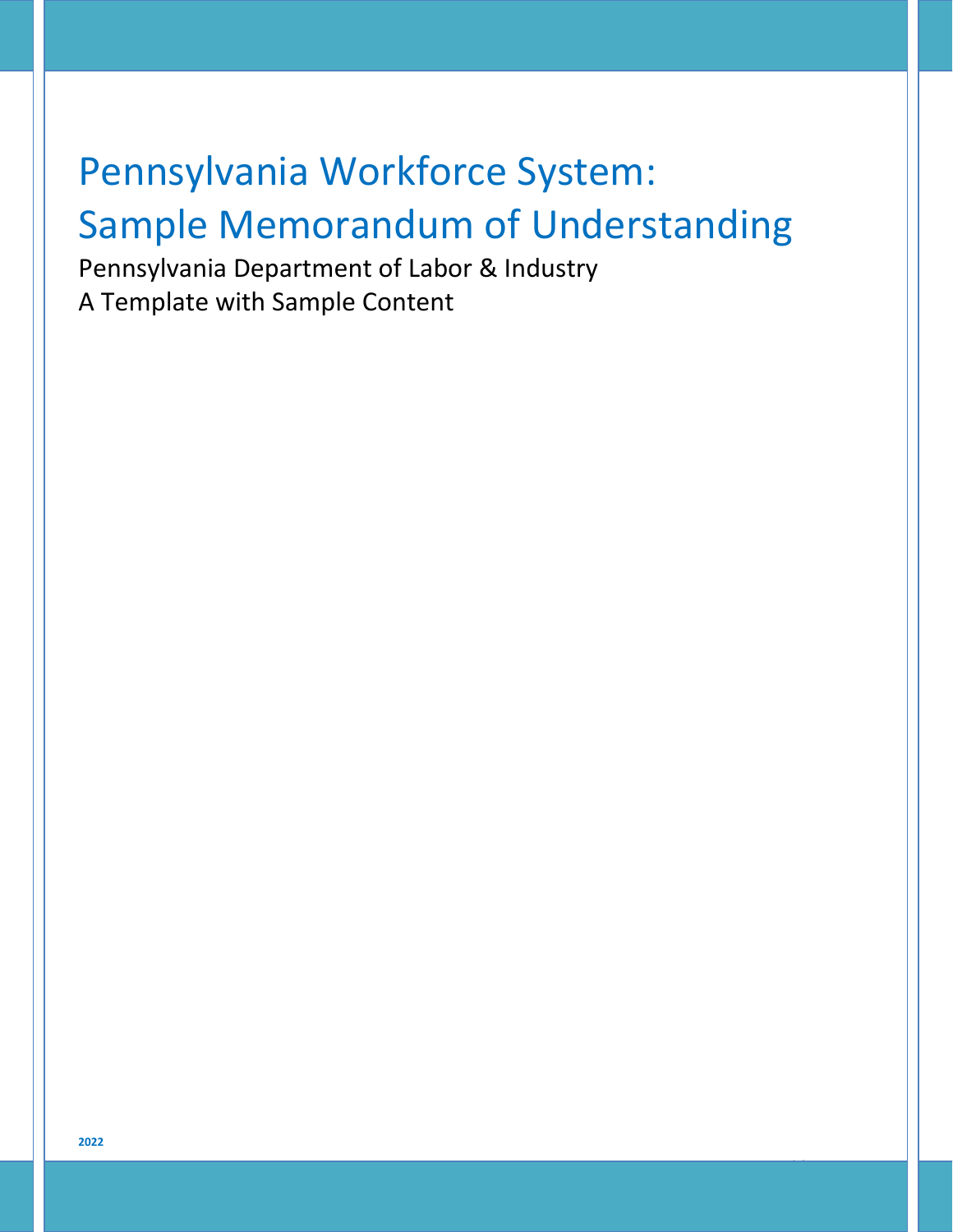# Pennsylvania Workforce System: Sample Memorandum of Understanding

Pennsylvania Department of Labor & Industry
A Template with Sample Content

**2022**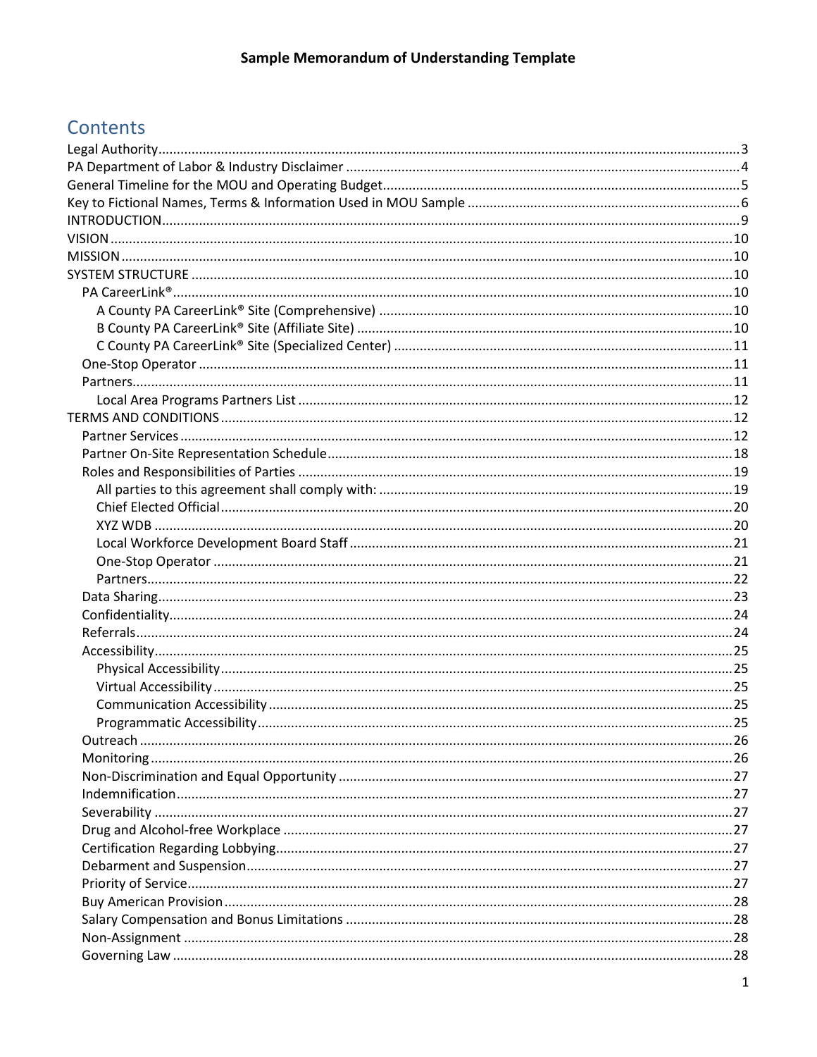**Sample Memorandum of Understanding Template**

# Contents

- Legal Authority ... 3
- PA Department of Labor & Industry Disclaimer ... 4
- General Timeline for the MOU and Operating Budget ... 5
- Key to Fictional Names, Terms & Information Used in MOU Sample ... 6
- INTRODUCTION ... 9
- VISION ... 10
- MISSION ... 10
- SYSTEM STRUCTURE ... 10
  - PA CareerLink® ... 10
    - A County PA CareerLink® Site (Comprehensive) ... 10
    - B County PA CareerLink® Site (Affiliate Site) ... 10
    - C County PA CareerLink® Site (Specialized Center) ... 11
  - One-Stop Operator ... 11
  - Partners ... 11
    - Local Area Programs Partners List ... 12
- TERMS AND CONDITIONS ... 12
  - Partner Services ... 12
  - Partner On-Site Representation Schedule ... 18
  - Roles and Responsibilities of Parties ... 19
    - All parties to this agreement shall comply with: ... 19
    - Chief Elected Official ... 20
    - XYZ WDB ... 20
    - Local Workforce Development Board Staff ... 21
    - One-Stop Operator ... 21
    - Partners ... 22
  - Data Sharing ... 23
  - Confidentiality ... 24
  - Referrals ... 24
  - Accessibility ... 25
    - Physical Accessibility ... 25
    - Virtual Accessibility ... 25
    - Communication Accessibility ... 25
    - Programmatic Accessibility ... 25
  - Outreach ... 26
  - Monitoring ... 26
  - Non-Discrimination and Equal Opportunity ... 27
  - Indemnification ... 27
  - Severability ... 27
  - Drug and Alcohol-free Workplace ... 27
  - Certification Regarding Lobbying ... 27
  - Debarment and Suspension ... 27
  - Priority of Service ... 27
  - Buy American Provision ... 28
  - Salary Compensation and Bonus Limitations ... 28
  - Non-Assignment ... 28
  - Governing Law ... 28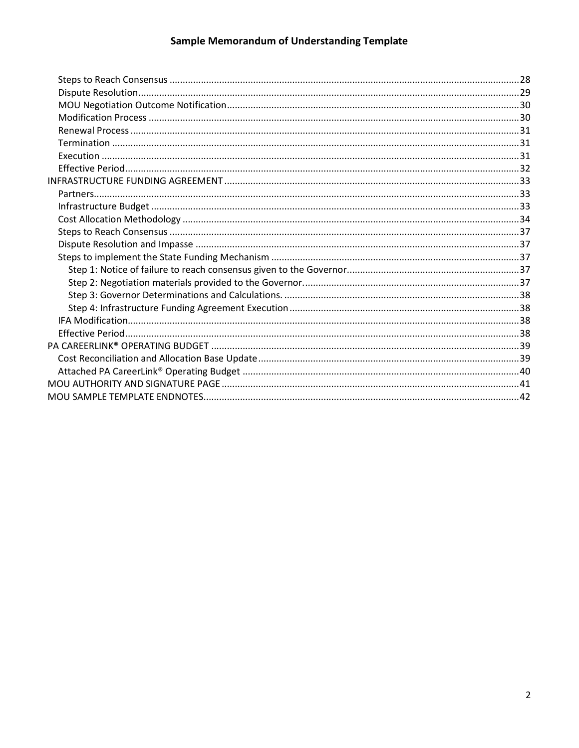- Steps to Reach Consensus ..... 28
- Dispute Resolution ..... 29
- MOU Negotiation Outcome Notification ..... 30
- Modification Process ..... 30
- Renewal Process ..... 31
- Termination ..... 31
- Execution ..... 31
- Effective Period ..... 32

INFRASTRUCTURE FUNDING AGREEMENT ..... 33

- Partners ..... 33
- Infrastructure Budget ..... 33
- Cost Allocation Methodology ..... 34
- Steps to Reach Consensus ..... 37
- Dispute Resolution and Impasse ..... 37
- Steps to implement the State Funding Mechanism ..... 37
  - Step 1: Notice of failure to reach consensus given to the Governor ..... 37
  - Step 2: Negotiation materials provided to the Governor ..... 37
  - Step 3: Governor Determinations and Calculations ..... 38
  - Step 4: Infrastructure Funding Agreement Execution ..... 38
- IFA Modification ..... 38
- Effective Period ..... 38

PA CAREERLINK® OPERATING BUDGET ..... 39

- Cost Reconciliation and Allocation Base Update ..... 39
- Attached PA CareerLink® Operating Budget ..... 40

MOU AUTHORITY AND SIGNATURE PAGE ..... 41

MOU SAMPLE TEMPLATE ENDNOTES ..... 42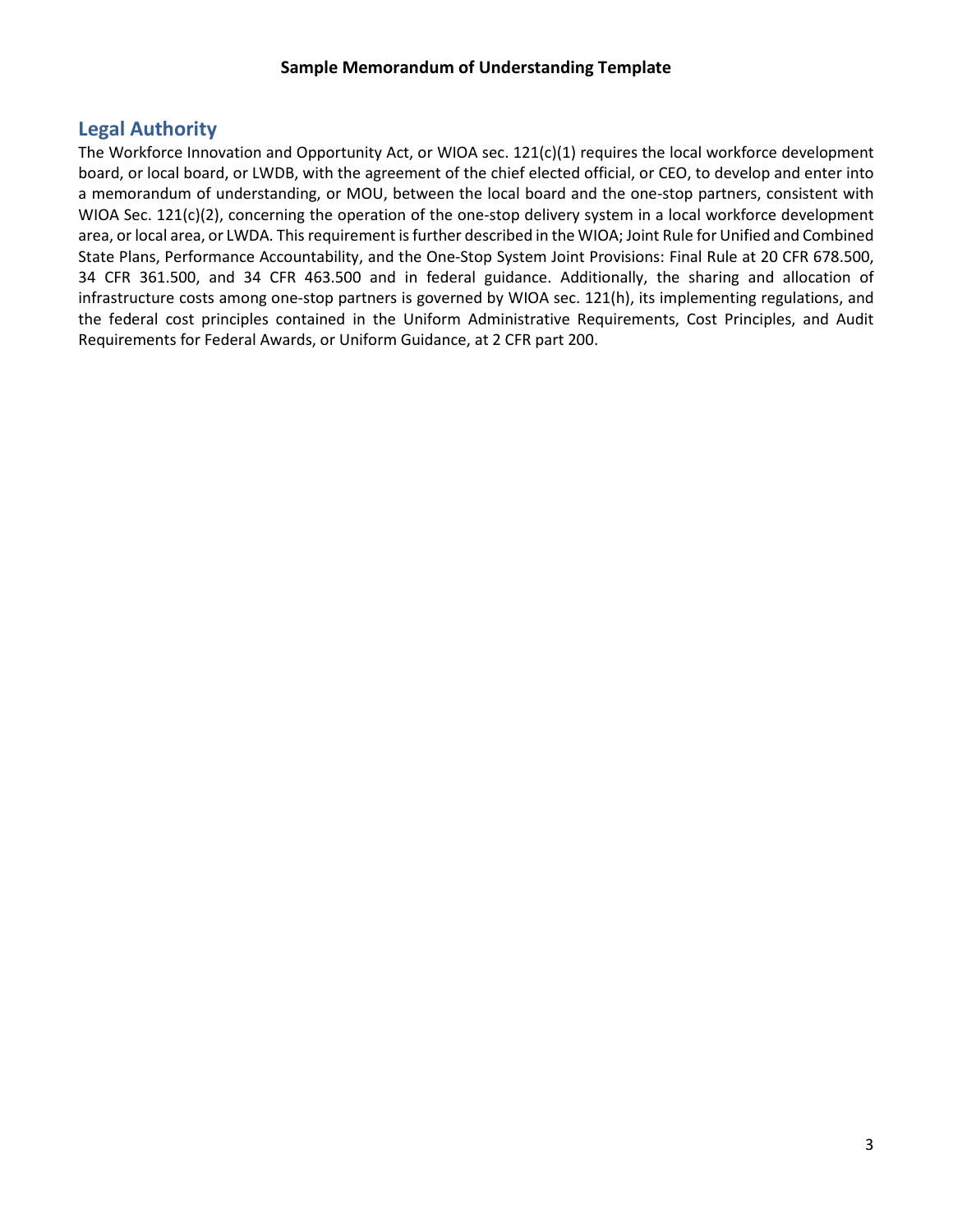## Legal Authority

The Workforce Innovation and Opportunity Act, or WIOA sec. 121(c)(1) requires the local workforce development board, or local board, or LWDB, with the agreement of the chief elected official, or CEO, to develop and enter into a memorandum of understanding, or MOU, between the local board and the one-stop partners, consistent with WIOA Sec. 121(c)(2), concerning the operation of the one-stop delivery system in a local workforce development area, or local area, or LWDA. This requirement is further described in the WIOA; Joint Rule for Unified and Combined State Plans, Performance Accountability, and the One-Stop System Joint Provisions: Final Rule at 20 CFR 678.500, 34 CFR 361.500, and 34 CFR 463.500 and in federal guidance. Additionally, the sharing and allocation of infrastructure costs among one-stop partners is governed by WIOA sec. 121(h), its implementing regulations, and the federal cost principles contained in the Uniform Administrative Requirements, Cost Principles, and Audit Requirements for Federal Awards, or Uniform Guidance, at 2 CFR part 200.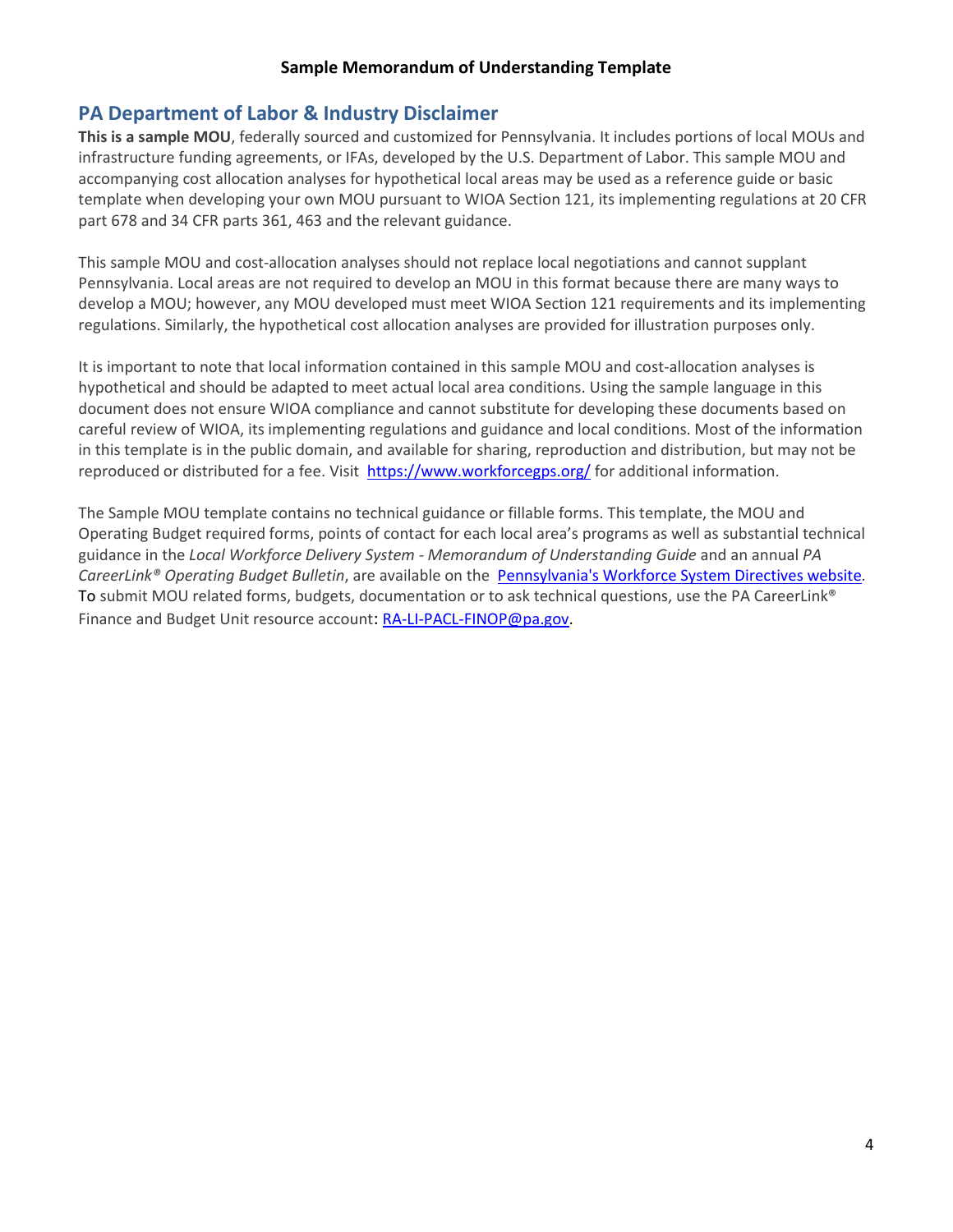## PA Department of Labor & Industry Disclaimer

**This is a sample MOU**, federally sourced and customized for Pennsylvania. It includes portions of local MOUs and infrastructure funding agreements, or IFAs, developed by the U.S. Department of Labor. This sample MOU and accompanying cost allocation analyses for hypothetical local areas may be used as a reference guide or basic template when developing your own MOU pursuant to WIOA Section 121, its implementing regulations at 20 CFR part 678 and 34 CFR parts 361, 463 and the relevant guidance.

This sample MOU and cost-allocation analyses should not replace local negotiations and cannot supplant Pennsylvania. Local areas are not required to develop an MOU in this format because there are many ways to develop a MOU; however, any MOU developed must meet WIOA Section 121 requirements and its implementing regulations. Similarly, the hypothetical cost allocation analyses are provided for illustration purposes only.

It is important to note that local information contained in this sample MOU and cost-allocation analyses is hypothetical and should be adapted to meet actual local area conditions. Using the sample language in this document does not ensure WIOA compliance and cannot substitute for developing these documents based on careful review of WIOA, its implementing regulations and guidance and local conditions. Most of the information in this template is in the public domain, and available for sharing, reproduction and distribution, but may not be reproduced or distributed for a fee. Visit [https://www.workforcegps.org/](https://www.workforcegps.org/) for additional information.

The Sample MOU template contains no technical guidance or fillable forms. This template, the MOU and Operating Budget required forms, points of contact for each local area's programs as well as substantial technical guidance in the *Local Workforce Delivery System - Memorandum of Understanding Guide* and an annual *PA CareerLink® Operating Budget Bulletin*, are available on the Pennsylvania's Workforce System Directives website. To submit MOU related forms, budgets, documentation or to ask technical questions, use the PA CareerLink® Finance and Budget Unit resource account: RA-LI-PACL-FINOP@pa.gov.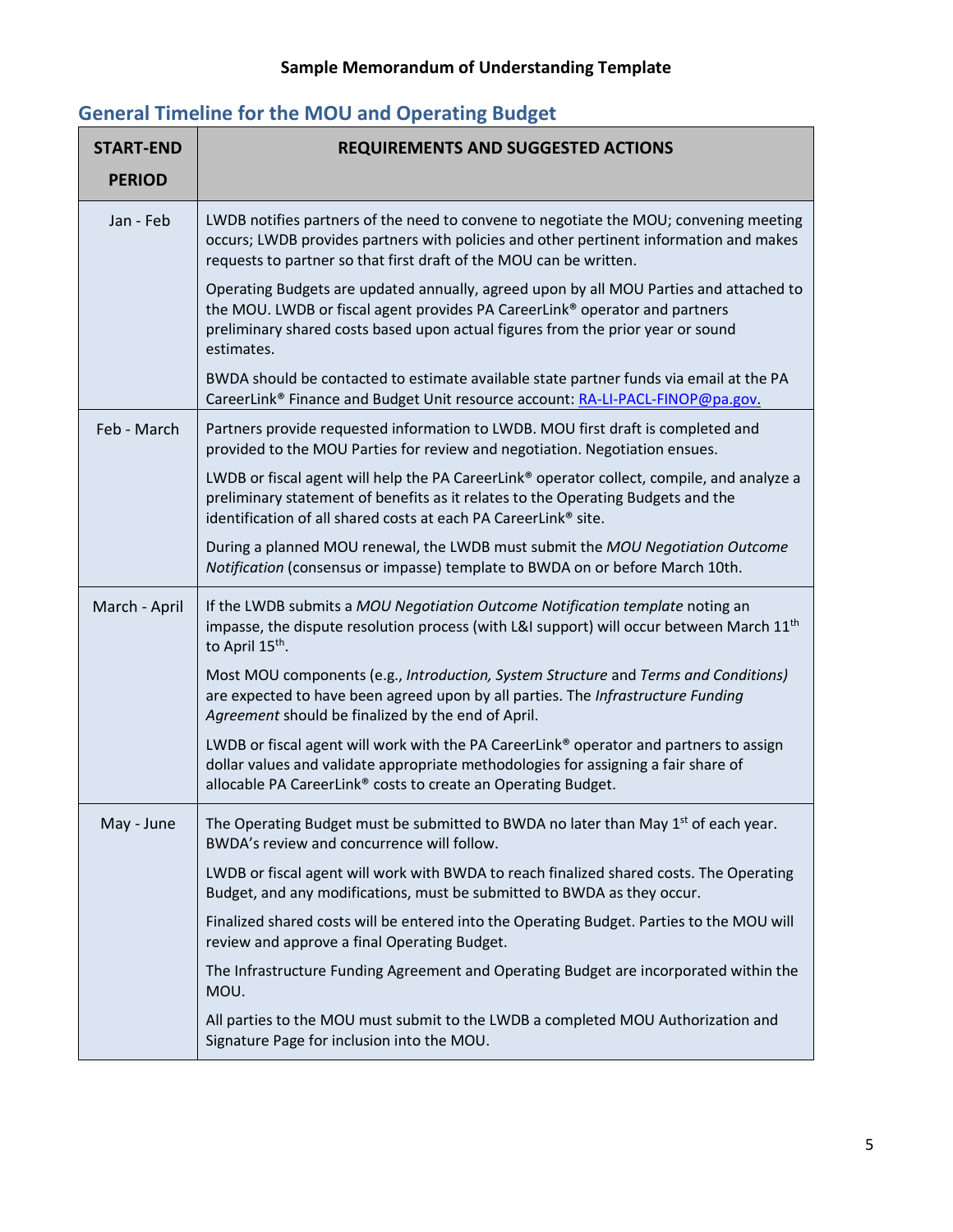## General Timeline for the MOU and Operating Budget

| START-END PERIOD | REQUIREMENTS AND SUGGESTED ACTIONS |
|---|---|
| Jan - Feb | LWDB notifies partners of the need to convene to negotiate the MOU; convening meeting occurs; LWDB provides partners with policies and other pertinent information and makes requests to partner so that first draft of the MOU can be written.<br><br>Operating Budgets are updated annually, agreed upon by all MOU Parties and attached to the MOU. LWDB or fiscal agent provides PA CareerLink® operator and partners preliminary shared costs based upon actual figures from the prior year or sound estimates.<br><br>BWDA should be contacted to estimate available state partner funds via email at the PA CareerLink® Finance and Budget Unit resource account: RA-LI-PACL-FINOP@pa.gov. |
| Feb - March | Partners provide requested information to LWDB. MOU first draft is completed and provided to the MOU Parties for review and negotiation. Negotiation ensues.<br><br>LWDB or fiscal agent will help the PA CareerLink® operator collect, compile, and analyze a preliminary statement of benefits as it relates to the Operating Budgets and the identification of all shared costs at each PA CareerLink® site.<br><br>During a planned MOU renewal, the LWDB must submit the *MOU Negotiation Outcome Notification* (consensus or impasse) template to BWDA on or before March 10th. |
| March - April | If the LWDB submits a *MOU Negotiation Outcome Notification template* noting an impasse, the dispute resolution process (with L&I support) will occur between March 11th to April 15th.<br><br>Most MOU components (e.g., *Introduction, System Structure* and *Terms and Conditions)* are expected to have been agreed upon by all parties. The *Infrastructure Funding Agreement* should be finalized by the end of April.<br><br>LWDB or fiscal agent will work with the PA CareerLink® operator and partners to assign dollar values and validate appropriate methodologies for assigning a fair share of allocable PA CareerLink® costs to create an Operating Budget. |
| May - June | The Operating Budget must be submitted to BWDA no later than May 1st of each year. BWDA's review and concurrence will follow.<br><br>LWDB or fiscal agent will work with BWDA to reach finalized shared costs. The Operating Budget, and any modifications, must be submitted to BWDA as they occur.<br><br>Finalized shared costs will be entered into the Operating Budget. Parties to the MOU will review and approve a final Operating Budget.<br><br>The Infrastructure Funding Agreement and Operating Budget are incorporated within the MOU.<br><br>All parties to the MOU must submit to the LWDB a completed MOU Authorization and Signature Page for inclusion into the MOU. |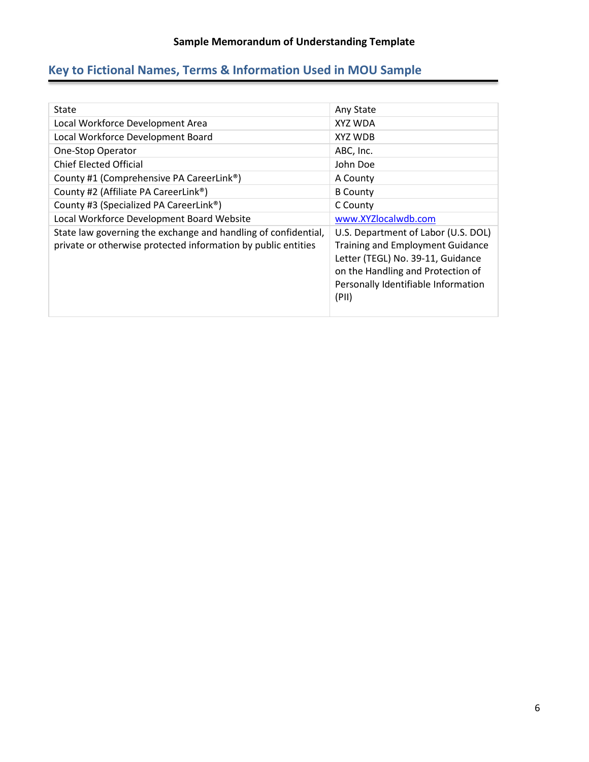**Sample Memorandum of Understanding Template**

## Key to Fictional Names, Terms & Information Used in MOU Sample

| | |
|---|---|
| State | Any State |
| Local Workforce Development Area | XYZ WDA |
| Local Workforce Development Board | XYZ WDB |
| One-Stop Operator | ABC, Inc. |
| Chief Elected Official | John Doe |
| County #1 (Comprehensive PA CareerLink®) | A County |
| County #2 (Affiliate PA CareerLink®) | B County |
| County #3 (Specialized PA CareerLink®) | C County |
| Local Workforce Development Board Website | www.XYZlocalwdb.com |
| State law governing the exchange and handling of confidential, private or otherwise protected information by public entities | U.S. Department of Labor (U.S. DOL) Training and Employment Guidance Letter (TEGL) No. 39-11, Guidance on the Handling and Protection of Personally Identifiable Information (PII) |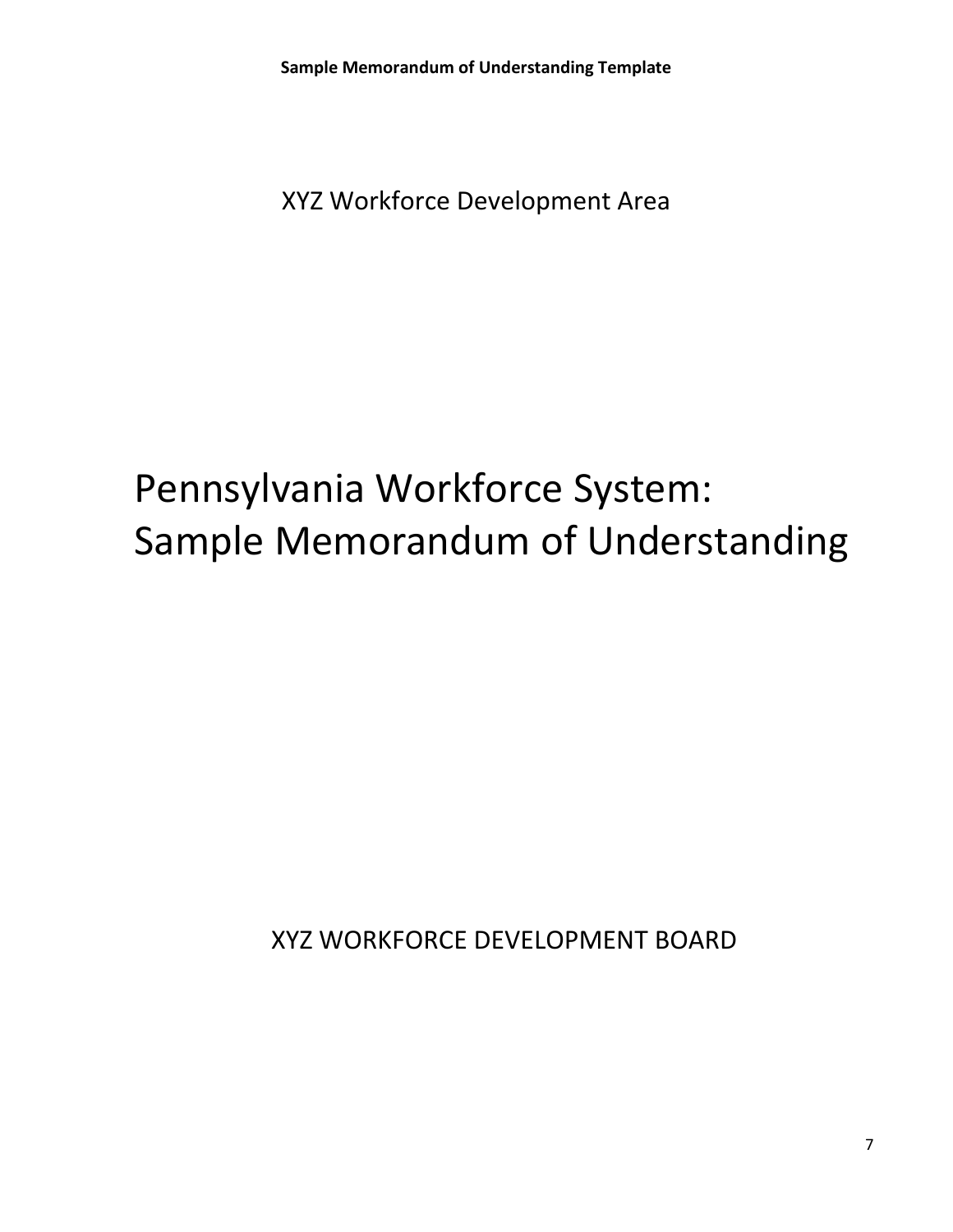XYZ Workforce Development Area

# Pennsylvania Workforce System: Sample Memorandum of Understanding

XYZ WORKFORCE DEVELOPMENT BOARD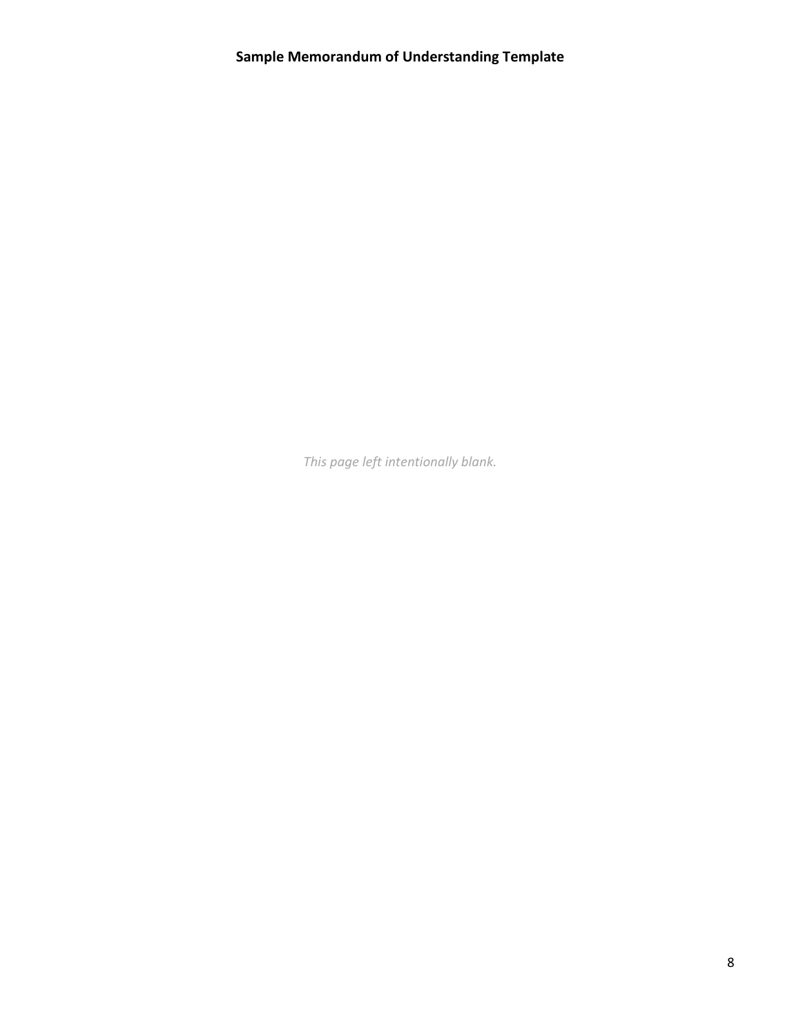**Sample Memorandum of Understanding Template**

*This page left intentionally blank.*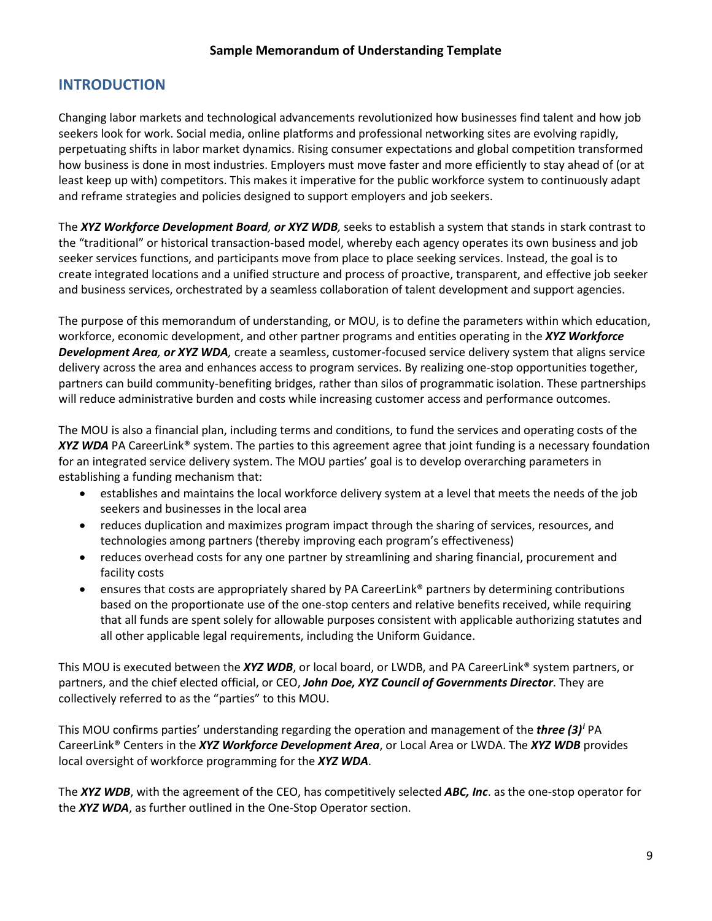**Sample Memorandum of Understanding Template**

## INTRODUCTION

Changing labor markets and technological advancements revolutionized how businesses find talent and how job seekers look for work. Social media, online platforms and professional networking sites are evolving rapidly, perpetuating shifts in labor market dynamics. Rising consumer expectations and global competition transformed how business is done in most industries. Employers must move faster and more efficiently to stay ahead of (or at least keep up with) competitors. This makes it imperative for the public workforce system to continuously adapt and reframe strategies and policies designed to support employers and job seekers.

The ***XYZ Workforce Development Board, or XYZ WDB,*** seeks to establish a system that stands in stark contrast to the "traditional" or historical transaction-based model, whereby each agency operates its own business and job seeker services functions, and participants move from place to place seeking services. Instead, the goal is to create integrated locations and a unified structure and process of proactive, transparent, and effective job seeker and business services, orchestrated by a seamless collaboration of talent development and support agencies.

The purpose of this memorandum of understanding, or MOU, is to define the parameters within which education, workforce, economic development, and other partner programs and entities operating in the ***XYZ Workforce Development Area, or XYZ WDA,*** create a seamless, customer-focused service delivery system that aligns service delivery across the area and enhances access to program services. By realizing one-stop opportunities together, partners can build community-benefiting bridges, rather than silos of programmatic isolation. These partnerships will reduce administrative burden and costs while increasing customer access and performance outcomes.

The MOU is also a financial plan, including terms and conditions, to fund the services and operating costs of the ***XYZ WDA*** PA CareerLink® system. The parties to this agreement agree that joint funding is a necessary foundation for an integrated service delivery system. The MOU parties' goal is to develop overarching parameters in establishing a funding mechanism that:

- establishes and maintains the local workforce delivery system at a level that meets the needs of the job seekers and businesses in the local area
- reduces duplication and maximizes program impact through the sharing of services, resources, and technologies among partners (thereby improving each program's effectiveness)
- reduces overhead costs for any one partner by streamlining and sharing financial, procurement and facility costs
- ensures that costs are appropriately shared by PA CareerLink® partners by determining contributions based on the proportionate use of the one-stop centers and relative benefits received, while requiring that all funds are spent solely for allowable purposes consistent with applicable authorizing statutes and all other applicable legal requirements, including the Uniform Guidance.

This MOU is executed between the ***XYZ WDB***, or local board, or LWDB, and PA CareerLink® system partners, or partners, and the chief elected official, or CEO, ***John Doe, XYZ Council of Governments Director***. They are collectively referred to as the "parties" to this MOU.

This MOU confirms parties' understanding regarding the operation and management of the ***three (3)***[i] PA CareerLink® Centers in the ***XYZ Workforce Development Area***, or Local Area or LWDA. The ***XYZ WDB*** provides local oversight of workforce programming for the ***XYZ WDA***.

The ***XYZ WDB***, with the agreement of the CEO, has competitively selected ***ABC, Inc***. as the one-stop operator for the ***XYZ WDA***, as further outlined in the One-Stop Operator section.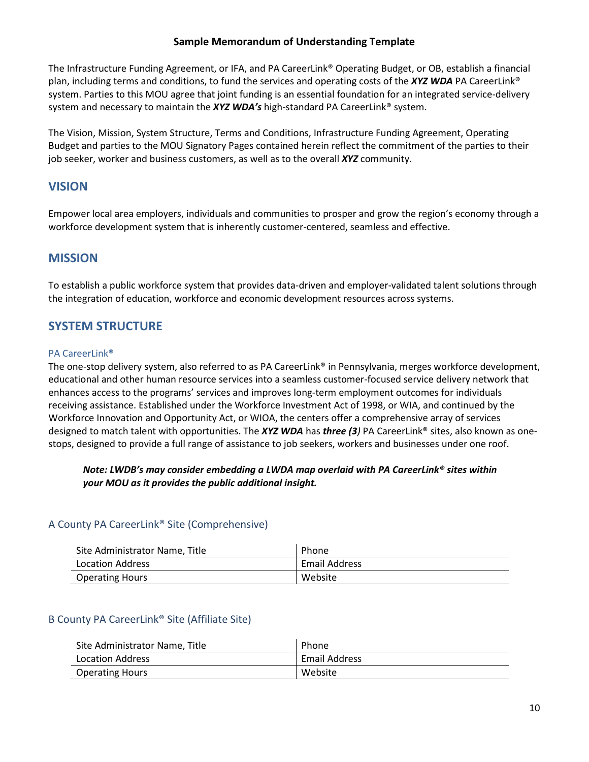**Sample Memorandum of Understanding Template**

The Infrastructure Funding Agreement, or IFA, and PA CareerLink® Operating Budget, or OB, establish a financial plan, including terms and conditions, to fund the services and operating costs of the ***XYZ WDA*** PA CareerLink® system. Parties to this MOU agree that joint funding is an essential foundation for an integrated service-delivery system and necessary to maintain the ***XYZ WDA's*** high-standard PA CareerLink® system.

The Vision, Mission, System Structure, Terms and Conditions, Infrastructure Funding Agreement, Operating Budget and parties to the MOU Signatory Pages contained herein reflect the commitment of the parties to their job seeker, worker and business customers, as well as to the overall ***XYZ*** community.

## VISION

Empower local area employers, individuals and communities to prosper and grow the region's economy through a workforce development system that is inherently customer-centered, seamless and effective.

## MISSION

To establish a public workforce system that provides data-driven and employer-validated talent solutions through the integration of education, workforce and economic development resources across systems.

## SYSTEM STRUCTURE

#### PA CareerLink®

The one-stop delivery system, also referred to as PA CareerLink® in Pennsylvania, merges workforce development, educational and other human resource services into a seamless customer-focused service delivery network that enhances access to the programs' services and improves long-term employment outcomes for individuals receiving assistance. Established under the Workforce Investment Act of 1998, or WIA, and continued by the Workforce Innovation and Opportunity Act, or WIOA, the centers offer a comprehensive array of services designed to match talent with opportunities. The ***XYZ WDA*** has ***three (3)*** PA CareerLink® sites, also known as one-stops, designed to provide a full range of assistance to job seekers, workers and businesses under one roof.

> ***Note: LWDB's may consider embedding a LWDA map overlaid with PA CareerLink® sites within your MOU as it provides the public additional insight.***

### A County PA CareerLink® Site (Comprehensive)

| Site Administrator Name, Title | Phone |
|---|---|
| Location Address | Email Address |
| Operating Hours | Website |

### B County PA CareerLink® Site (Affiliate Site)

| Site Administrator Name, Title | Phone |
|---|---|
| Location Address | Email Address |
| Operating Hours | Website |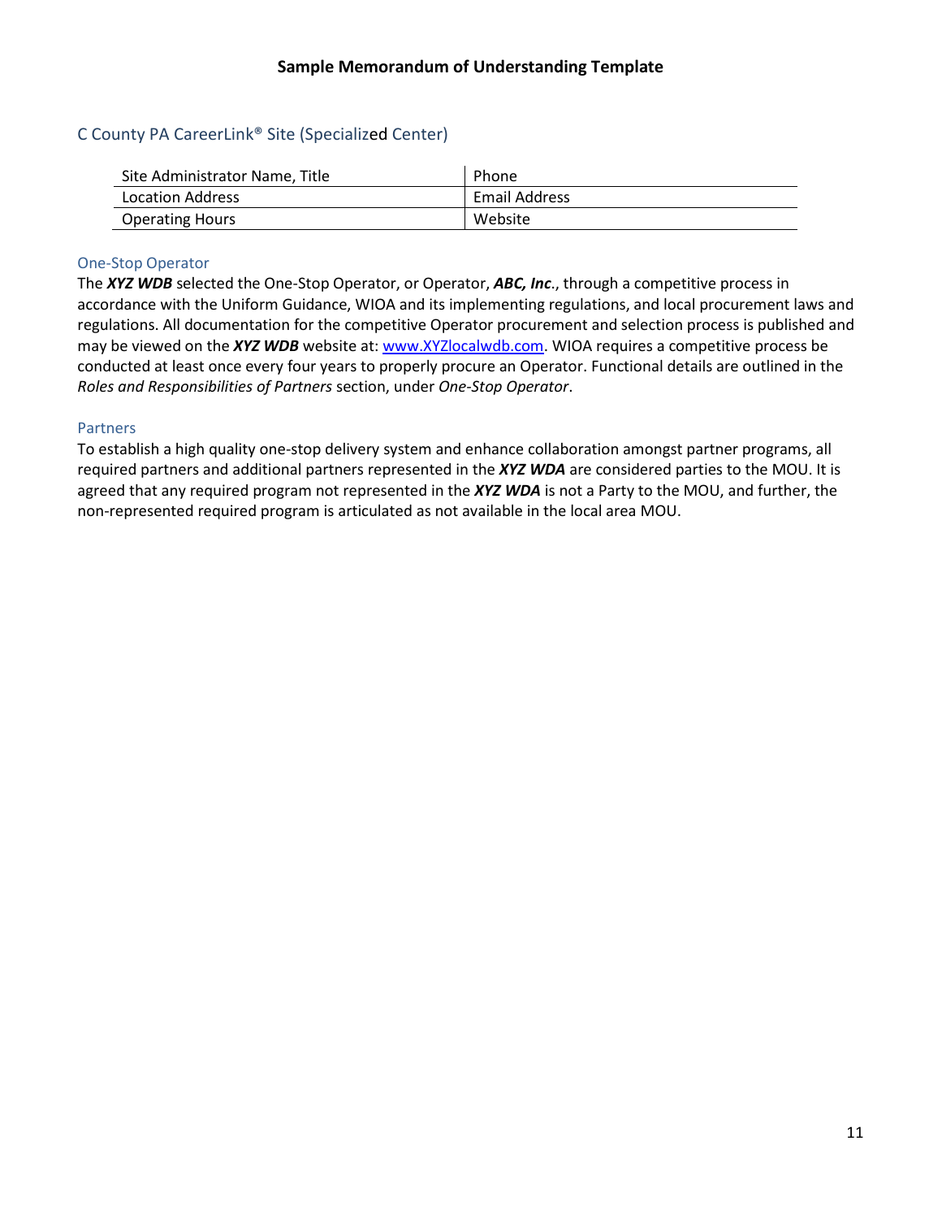**Sample Memorandum of Understanding Template**

### C County PA CareerLink® Site (Specialized Center)

| Site Administrator Name, Title | Phone |
|---|---|
| Location Address | Email Address |
| Operating Hours | Website |

#### One-Stop Operator

The ***XYZ WDB*** selected the One-Stop Operator, or Operator, ***ABC, Inc***., through a competitive process in accordance with the Uniform Guidance, WIOA and its implementing regulations, and local procurement laws and regulations. All documentation for the competitive Operator procurement and selection process is published and may be viewed on the ***XYZ WDB*** website at: www.XYZlocalwdb.com. WIOA requires a competitive process be conducted at least once every four years to properly procure an Operator. Functional details are outlined in the *Roles and Responsibilities of Partners* section, under *One-Stop Operator*.

#### Partners

To establish a high quality one-stop delivery system and enhance collaboration amongst partner programs, all required partners and additional partners represented in the ***XYZ WDA*** are considered parties to the MOU. It is agreed that any required program not represented in the ***XYZ WDA*** is not a Party to the MOU, and further, the non-represented required program is articulated as not available in the local area MOU.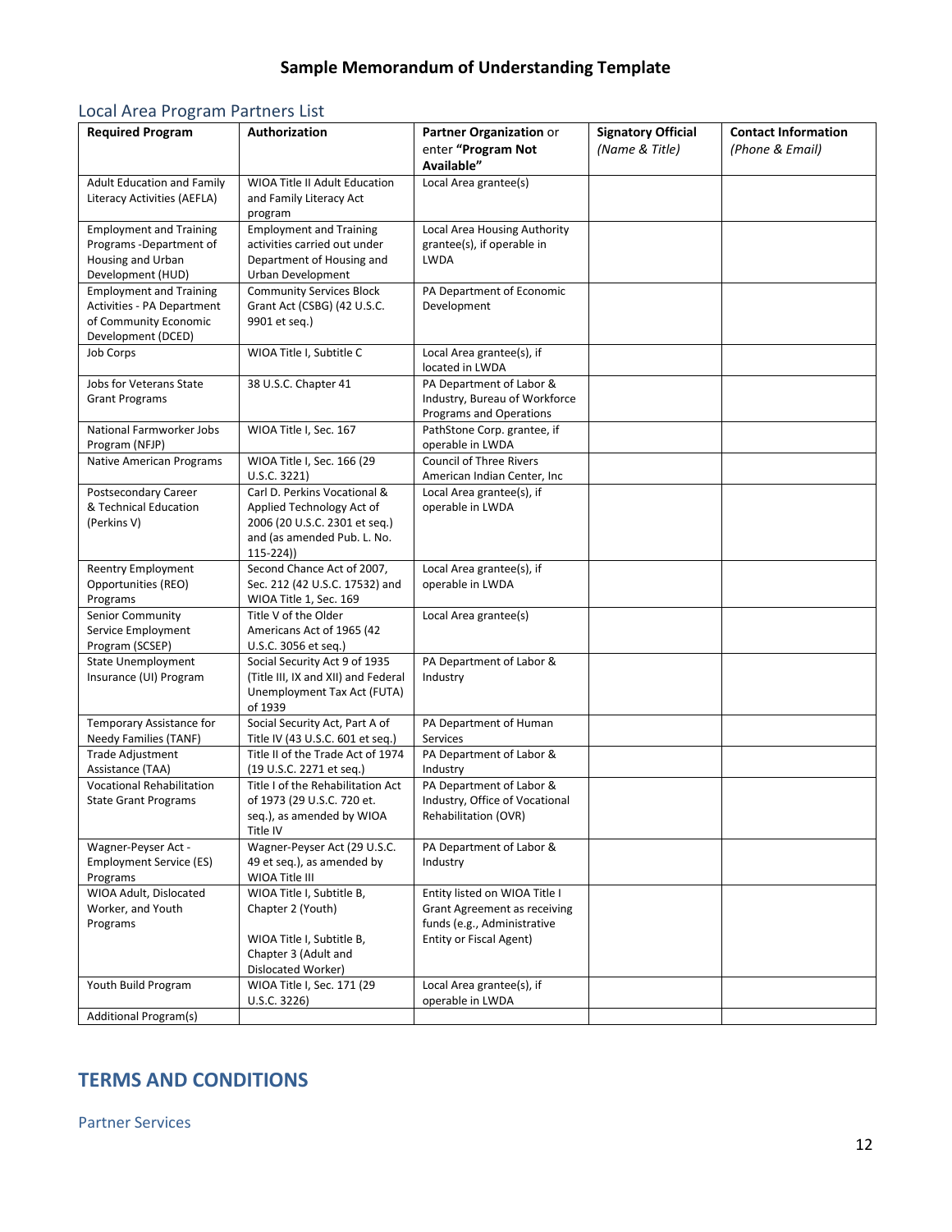**Sample Memorandum of Understanding Template**

## Local Area Program Partners List

| **Required Program** | **Authorization** | **Partner Organization** or enter **"Program Not Available"** | **Signatory Official** *(Name & Title)* | **Contact Information** *(Phone & Email)* |
|---|---|---|---|---|
| Adult Education and Family Literacy Activities (AEFLA) | WIOA Title II Adult Education and Family Literacy Act program | Local Area grantee(s) | | |
| Employment and Training Programs -Department of Housing and Urban Development (HUD) | Employment and Training activities carried out under Department of Housing and Urban Development | Local Area Housing Authority grantee(s), if operable in LWDA | | |
| Employment and Training Activities - PA Department of Community Economic Development (DCED) | Community Services Block Grant Act (CSBG) (42 U.S.C. 9901 et seq.) | PA Department of Economic Development | | |
| Job Corps | WIOA Title I, Subtitle C | Local Area grantee(s), if located in LWDA | | |
| Jobs for Veterans State Grant Programs | 38 U.S.C. Chapter 41 | PA Department of Labor & Industry, Bureau of Workforce Programs and Operations | | |
| National Farmworker Jobs Program (NFJP) | WIOA Title I, Sec. 167 | PathStone Corp. grantee, if operable in LWDA | | |
| Native American Programs | WIOA Title I, Sec. 166 (29 U.S.C. 3221) | Council of Three Rivers American Indian Center, Inc | | |
| Postsecondary Career & Technical Education (Perkins V) | Carl D. Perkins Vocational & Applied Technology Act of 2006 (20 U.S.C. 2301 et seq.) and (as amended Pub. L. No. 115-224)) | Local Area grantee(s), if operable in LWDA | | |
| Reentry Employment Opportunities (REO) Programs | Second Chance Act of 2007, Sec. 212 (42 U.S.C. 17532) and WIOA Title 1, Sec. 169 | Local Area grantee(s), if operable in LWDA | | |
| Senior Community Service Employment Program (SCSEP) | Title V of the Older Americans Act of 1965 (42 U.S.C. 3056 et seq.) | Local Area grantee(s) | | |
| State Unemployment Insurance (UI) Program | Social Security Act 9 of 1935 (Title III, IX and XII) and Federal Unemployment Tax Act (FUTA) of 1939 | PA Department of Labor & Industry | | |
| Temporary Assistance for Needy Families (TANF) | Social Security Act, Part A of Title IV (43 U.S.C. 601 et seq.) | PA Department of Human Services | | |
| Trade Adjustment Assistance (TAA) | Title II of the Trade Act of 1974 (19 U.S.C. 2271 et seq.) | PA Department of Labor & Industry | | |
| Vocational Rehabilitation State Grant Programs | Title I of the Rehabilitation Act of 1973 (29 U.S.C. 720 et. seq.), as amended by WIOA Title IV | PA Department of Labor & Industry, Office of Vocational Rehabilitation (OVR) | | |
| Wagner-Peyser Act - Employment Service (ES) Programs | Wagner-Peyser Act (29 U.S.C. 49 et seq.), as amended by WIOA Title III | PA Department of Labor & Industry | | |
| WIOA Adult, Dislocated Worker, and Youth Programs | WIOA Title I, Subtitle B, Chapter 2 (Youth)<br><br>WIOA Title I, Subtitle B, Chapter 3 (Adult and Dislocated Worker) | Entity listed on WIOA Title I Grant Agreement as receiving funds (e.g., Administrative Entity or Fiscal Agent) | | |
| Youth Build Program | WIOA Title I, Sec. 171 (29 U.S.C. 3226) | Local Area grantee(s), if operable in LWDA | | |
| Additional Program(s) | | | | |

# TERMS AND CONDITIONS

## Partner Services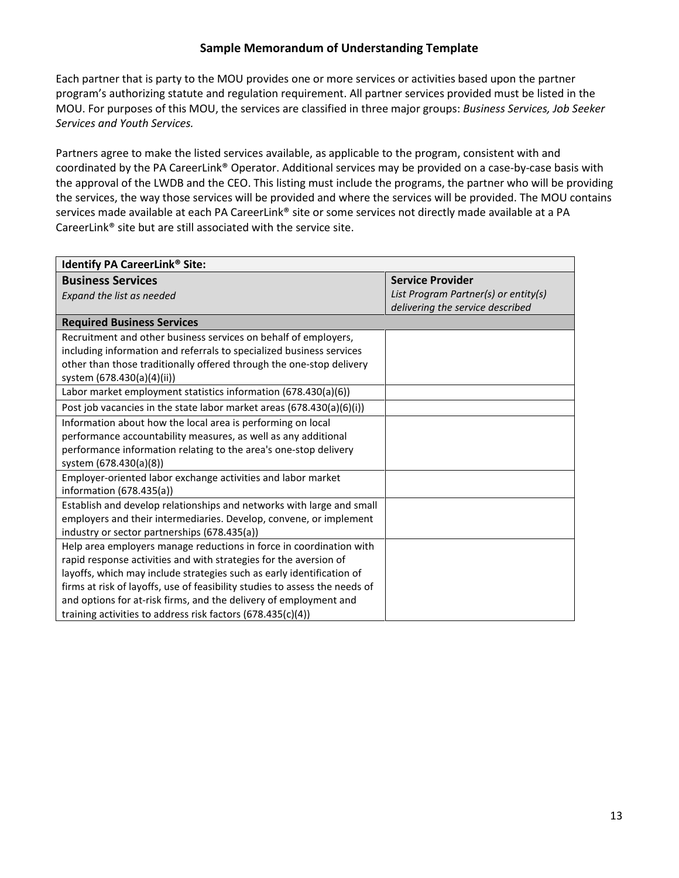## Sample Memorandum of Understanding Template

Each partner that is party to the MOU provides one or more services or activities based upon the partner program's authorizing statute and regulation requirement. All partner services provided must be listed in the MOU. For purposes of this MOU, the services are classified in three major groups: *Business Services, Job Seeker Services and Youth Services.*

Partners agree to make the listed services available, as applicable to the program, consistent with and coordinated by the PA CareerLink® Operator. Additional services may be provided on a case-by-case basis with the approval of the LWDB and the CEO. This listing must include the programs, the partner who will be providing the services, the way those services will be provided and where the services will be provided. The MOU contains services made available at each PA CareerLink® site or some services not directly made available at a PA CareerLink® site but are still associated with the service site.

| **Identify PA CareerLink® Site:** | |
|---|---|
| **Business Services**<br>*Expand the list as needed* | **Service Provider**<br>*List Program Partner(s) or entity(s) delivering the service described* |
| **Required Business Services** | |
| Recruitment and other business services on behalf of employers, including information and referrals to specialized business services other than those traditionally offered through the one-stop delivery system (678.430(a)(4)(ii)) | |
| Labor market employment statistics information (678.430(a)(6)) | |
| Post job vacancies in the state labor market areas (678.430(a)(6)(i)) | |
| Information about how the local area is performing on local performance accountability measures, as well as any additional performance information relating to the area's one-stop delivery system (678.430(a)(8)) | |
| Employer-oriented labor exchange activities and labor market information (678.435(a)) | |
| Establish and develop relationships and networks with large and small employers and their intermediaries. Develop, convene, or implement industry or sector partnerships (678.435(a)) | |
| Help area employers manage reductions in force in coordination with rapid response activities and with strategies for the aversion of layoffs, which may include strategies such as early identification of firms at risk of layoffs, use of feasibility studies to assess the needs of and options for at-risk firms, and the delivery of employment and training activities to address risk factors (678.435(c)(4)) | |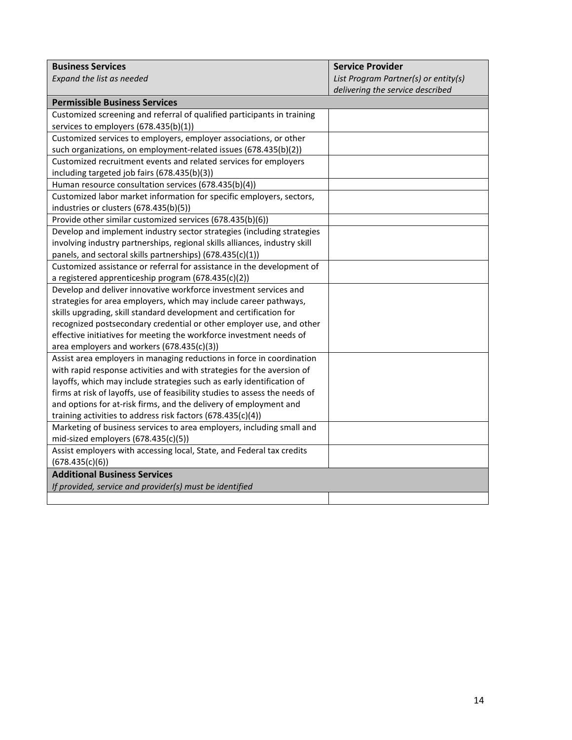| **Business Services**<br>*Expand the list as needed* | **Service Provider**<br>*List Program Partner(s) or entity(s) delivering the service described* |
|---|---|
| **Permissible Business Services** | |
| Customized screening and referral of qualified participants in training services to employers (678.435(b)(1)) | |
| Customized services to employers, employer associations, or other such organizations, on employment-related issues (678.435(b)(2)) | |
| Customized recruitment events and related services for employers including targeted job fairs (678.435(b)(3)) | |
| Human resource consultation services (678.435(b)(4)) | |
| Customized labor market information for specific employers, sectors, industries or clusters (678.435(b)(5)) | |
| Provide other similar customized services (678.435(b)(6)) | |
| Develop and implement industry sector strategies (including strategies involving industry partnerships, regional skills alliances, industry skill panels, and sectoral skills partnerships) (678.435(c)(1)) | |
| Customized assistance or referral for assistance in the development of a registered apprenticeship program (678.435(c)(2)) | |
| Develop and deliver innovative workforce investment services and strategies for area employers, which may include career pathways, skills upgrading, skill standard development and certification for recognized postsecondary credential or other employer use, and other effective initiatives for meeting the workforce investment needs of area employers and workers (678.435(c)(3)) | |
| Assist area employers in managing reductions in force in coordination with rapid response activities and with strategies for the aversion of layoffs, which may include strategies such as early identification of firms at risk of layoffs, use of feasibility studies to assess the needs of and options for at-risk firms, and the delivery of employment and training activities to address risk factors (678.435(c)(4)) | |
| Marketing of business services to area employers, including small and mid-sized employers (678.435(c)(5)) | |
| Assist employers with accessing local, State, and Federal tax credits (678.435(c)(6)) | |
| **Additional Business Services**<br>*If provided, service and provider(s) must be identified* | |
| | |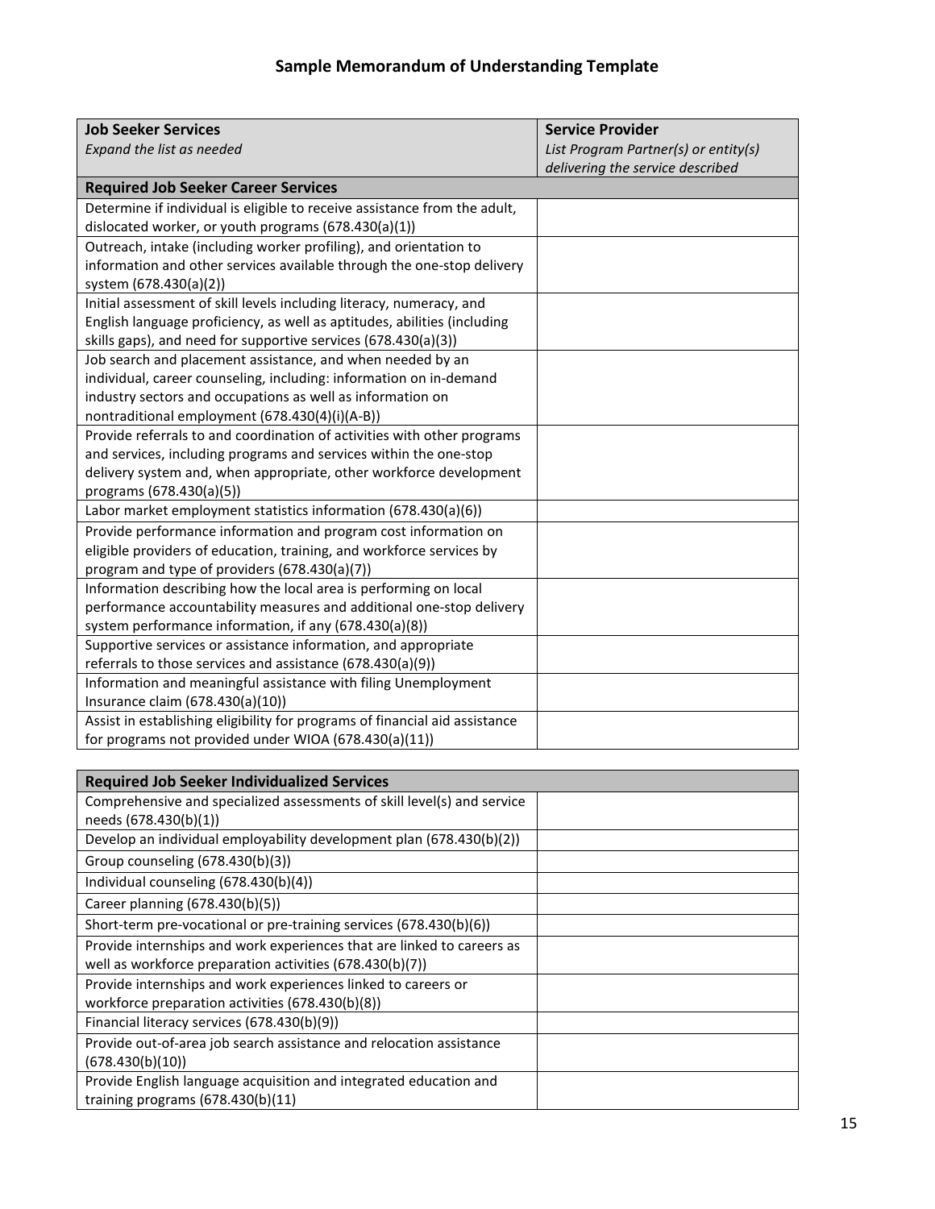## Sample Memorandum of Understanding Template

| **Job Seeker Services**<br>*Expand the list as needed* | **Service Provider**<br>*List Program Partner(s) or entity(s) delivering the service described* |
|---|---|
| **Required Job Seeker Career Services** | |
| Determine if individual is eligible to receive assistance from the adult, dislocated worker, or youth programs (678.430(a)(1)) | |
| Outreach, intake (including worker profiling), and orientation to information and other services available through the one-stop delivery system (678.430(a)(2)) | |
| Initial assessment of skill levels including literacy, numeracy, and English language proficiency, as well as aptitudes, abilities (including skills gaps), and need for supportive services (678.430(a)(3)) | |
| Job search and placement assistance, and when needed by an individual, career counseling, including: information on in-demand industry sectors and occupations as well as information on nontraditional employment (678.430(4)(i)(A-B)) | |
| Provide referrals to and coordination of activities with other programs and services, including programs and services within the one-stop delivery system and, when appropriate, other workforce development programs (678.430(a)(5)) | |
| Labor market employment statistics information (678.430(a)(6)) | |
| Provide performance information and program cost information on eligible providers of education, training, and workforce services by program and type of providers (678.430(a)(7)) | |
| Information describing how the local area is performing on local performance accountability measures and additional one-stop delivery system performance information, if any (678.430(a)(8)) | |
| Supportive services or assistance information, and appropriate referrals to those services and assistance (678.430(a)(9)) | |
| Information and meaningful assistance with filing Unemployment Insurance claim (678.430(a)(10)) | |
| Assist in establishing eligibility for programs of financial aid assistance for programs not provided under WIOA (678.430(a)(11)) | |

| **Required Job Seeker Individualized Services** | |
|---|---|
| Comprehensive and specialized assessments of skill level(s) and service needs (678.430(b)(1)) | |
| Develop an individual employability development plan (678.430(b)(2)) | |
| Group counseling (678.430(b)(3)) | |
| Individual counseling (678.430(b)(4)) | |
| Career planning (678.430(b)(5)) | |
| Short-term pre-vocational or pre-training services (678.430(b)(6)) | |
| Provide internships and work experiences that are linked to careers as well as workforce preparation activities (678.430(b)(7)) | |
| Provide internships and work experiences linked to careers or workforce preparation activities (678.430(b)(8)) | |
| Financial literacy services (678.430(b)(9)) | |
| Provide out-of-area job search assistance and relocation assistance (678.430(b)(10)) | |
| Provide English language acquisition and integrated education and training programs (678.430(b)(11) | |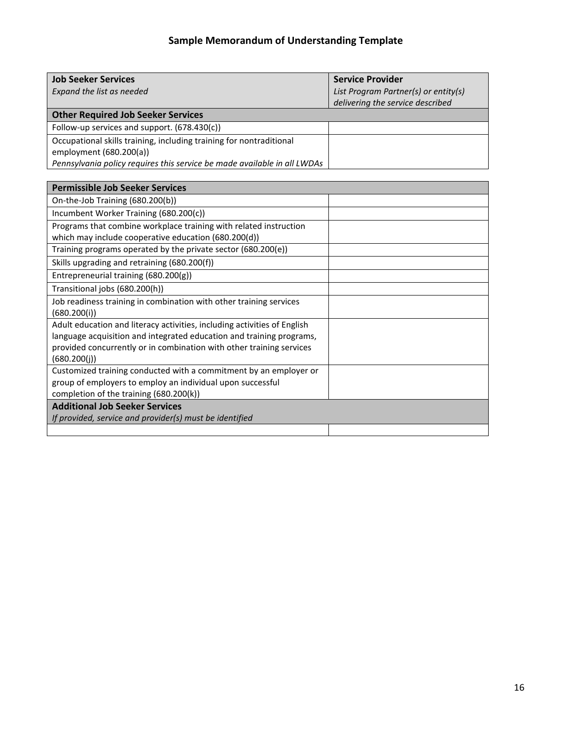## Sample Memorandum of Understanding Template

| **Job Seeker Services**<br>*Expand the list as needed* | **Service Provider**<br>*List Program Partner(s) or entity(s) delivering the service described* |
|---|---|
| **Other Required Job Seeker Services** | |
| Follow-up services and support. (678.430(c)) | |
| Occupational skills training, including training for nontraditional employment (680.200(a))<br>*Pennsylvania policy requires this service be made available in all LWDAs* | |

| **Permissible Job Seeker Services** | |
|---|---|
| On-the-Job Training (680.200(b)) | |
| Incumbent Worker Training (680.200(c)) | |
| Programs that combine workplace training with related instruction which may include cooperative education (680.200(d)) | |
| Training programs operated by the private sector (680.200(e)) | |
| Skills upgrading and retraining (680.200(f)) | |
| Entrepreneurial training (680.200(g)) | |
| Transitional jobs (680.200(h)) | |
| Job readiness training in combination with other training services (680.200(i)) | |
| Adult education and literacy activities, including activities of English language acquisition and integrated education and training programs, provided concurrently or in combination with other training services (680.200(j)) | |
| Customized training conducted with a commitment by an employer or group of employers to employ an individual upon successful completion of the training (680.200(k)) | |
| **Additional Job Seeker Services**<br>*If provided, service and provider(s) must be identified* | |
| | |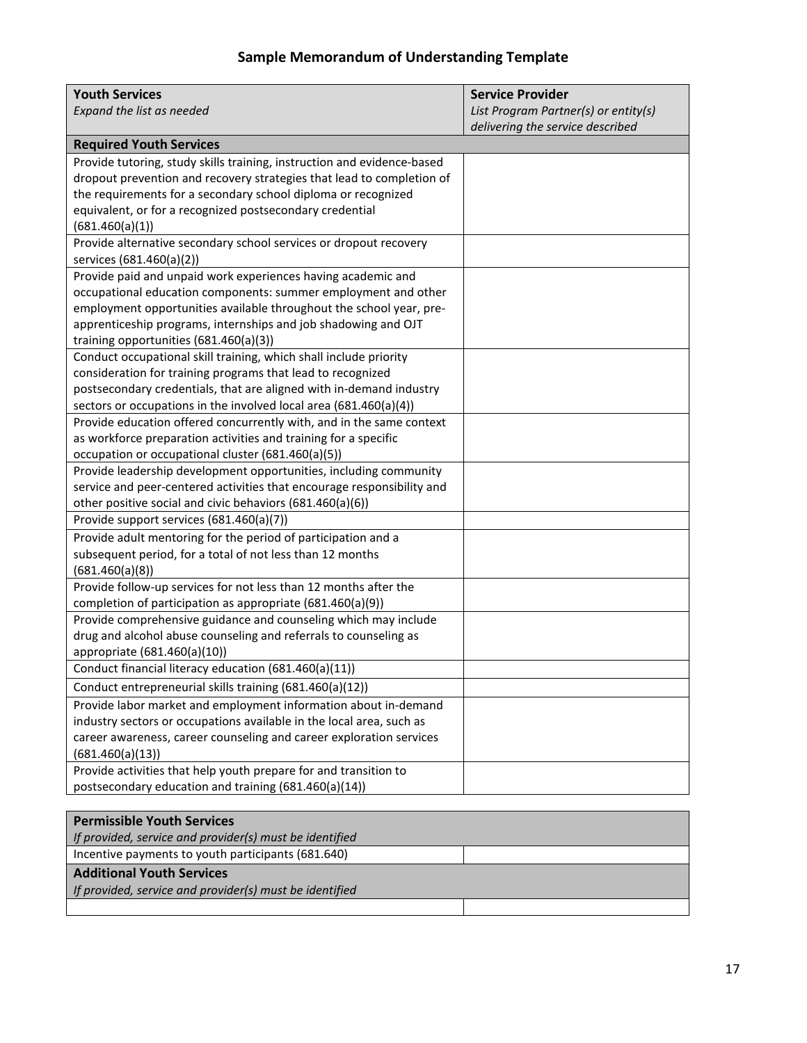# Sample Memorandum of Understanding Template

| **Youth Services**<br>*Expand the list as needed* | **Service Provider**<br>*List Program Partner(s) or entity(s) delivering the service described* |
|---|---|
| **Required Youth Services** | |
| Provide tutoring, study skills training, instruction and evidence-based dropout prevention and recovery strategies that lead to completion of the requirements for a secondary school diploma or recognized equivalent, or for a recognized postsecondary credential (681.460(a)(1)) | |
| Provide alternative secondary school services or dropout recovery services (681.460(a)(2)) | |
| Provide paid and unpaid work experiences having academic and occupational education components: summer employment and other employment opportunities available throughout the school year, pre-apprenticeship programs, internships and job shadowing and OJT training opportunities (681.460(a)(3)) | |
| Conduct occupational skill training, which shall include priority consideration for training programs that lead to recognized postsecondary credentials, that are aligned with in-demand industry sectors or occupations in the involved local area (681.460(a)(4)) | |
| Provide education offered concurrently with, and in the same context as workforce preparation activities and training for a specific occupation or occupational cluster (681.460(a)(5)) | |
| Provide leadership development opportunities, including community service and peer-centered activities that encourage responsibility and other positive social and civic behaviors (681.460(a)(6)) | |
| Provide support services (681.460(a)(7)) | |
| Provide adult mentoring for the period of participation and a subsequent period, for a total of not less than 12 months (681.460(a)(8)) | |
| Provide follow-up services for not less than 12 months after the completion of participation as appropriate (681.460(a)(9)) | |
| Provide comprehensive guidance and counseling which may include drug and alcohol abuse counseling and referrals to counseling as appropriate (681.460(a)(10)) | |
| Conduct financial literacy education (681.460(a)(11)) | |
| Conduct entrepreneurial skills training (681.460(a)(12)) | |
| Provide labor market and employment information about in-demand industry sectors or occupations available in the local area, such as career awareness, career counseling and career exploration services (681.460(a)(13)) | |
| Provide activities that help youth prepare for and transition to postsecondary education and training (681.460(a)(14)) | |

| **Permissible Youth Services**<br>*If provided, service and provider(s) must be identified* | |
|---|---|
| Incentive payments to youth participants (681.640) | |
| **Additional Youth Services**<br>*If provided, service and provider(s) must be identified* | |
| | |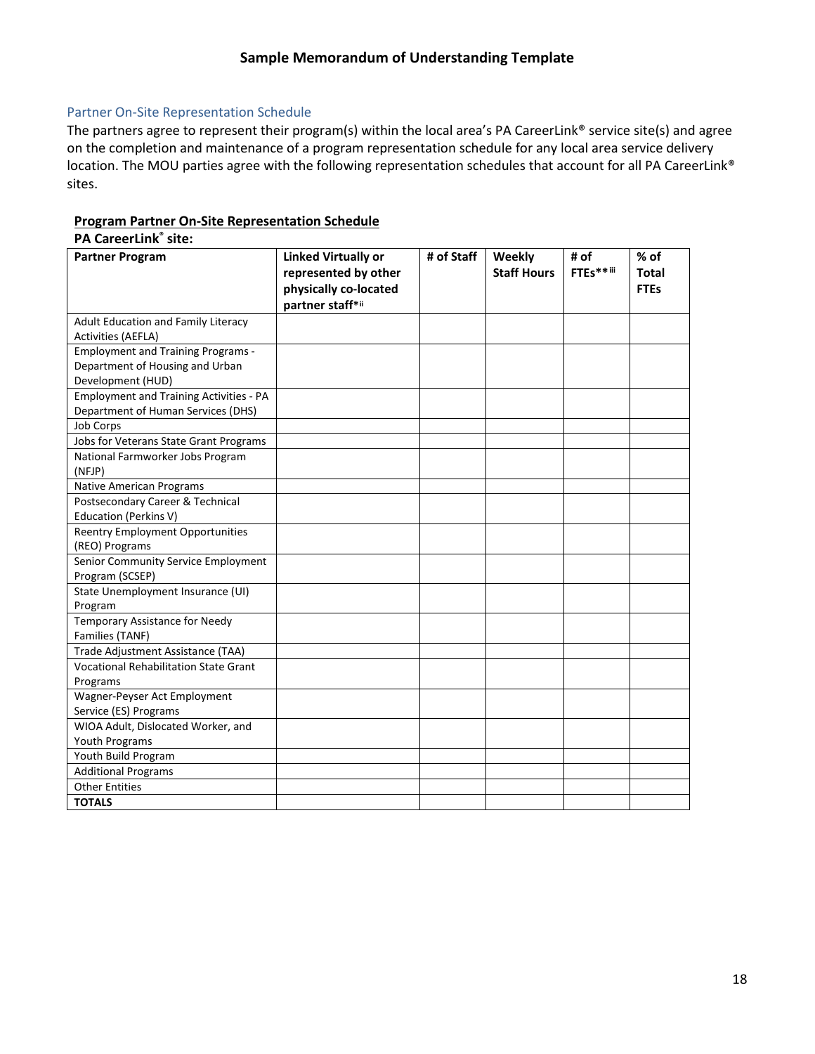## Partner On-Site Representation Schedule

The partners agree to represent their program(s) within the local area's PA CareerLink® service site(s) and agree on the completion and maintenance of a program representation schedule for any local area service delivery location. The MOU parties agree with the following representation schedules that account for all PA CareerLink® sites.

**Program Partner On-Site Representation Schedule**

**PA CareerLink® site:**

| Partner Program | Linked Virtually or represented by other physically co-located partner staff*[ii] | # of Staff | Weekly Staff Hours | # of FTEs**[iii] | % of Total FTEs |
|---|---|---|---|---|---|
| Adult Education and Family Literacy Activities (AEFLA) | | | | | |
| Employment and Training Programs - Department of Housing and Urban Development (HUD) | | | | | |
| Employment and Training Activities - PA Department of Human Services (DHS) | | | | | |
| Job Corps | | | | | |
| Jobs for Veterans State Grant Programs | | | | | |
| National Farmworker Jobs Program (NFJP) | | | | | |
| Native American Programs | | | | | |
| Postsecondary Career & Technical Education (Perkins V) | | | | | |
| Reentry Employment Opportunities (REO) Programs | | | | | |
| Senior Community Service Employment Program (SCSEP) | | | | | |
| State Unemployment Insurance (UI) Program | | | | | |
| Temporary Assistance for Needy Families (TANF) | | | | | |
| Trade Adjustment Assistance (TAA) | | | | | |
| Vocational Rehabilitation State Grant Programs | | | | | |
| Wagner-Peyser Act Employment Service (ES) Programs | | | | | |
| WIOA Adult, Dislocated Worker, and Youth Programs | | | | | |
| Youth Build Program | | | | | |
| Additional Programs | | | | | |
| Other Entities | | | | | |
| **TOTALS** | | | | | |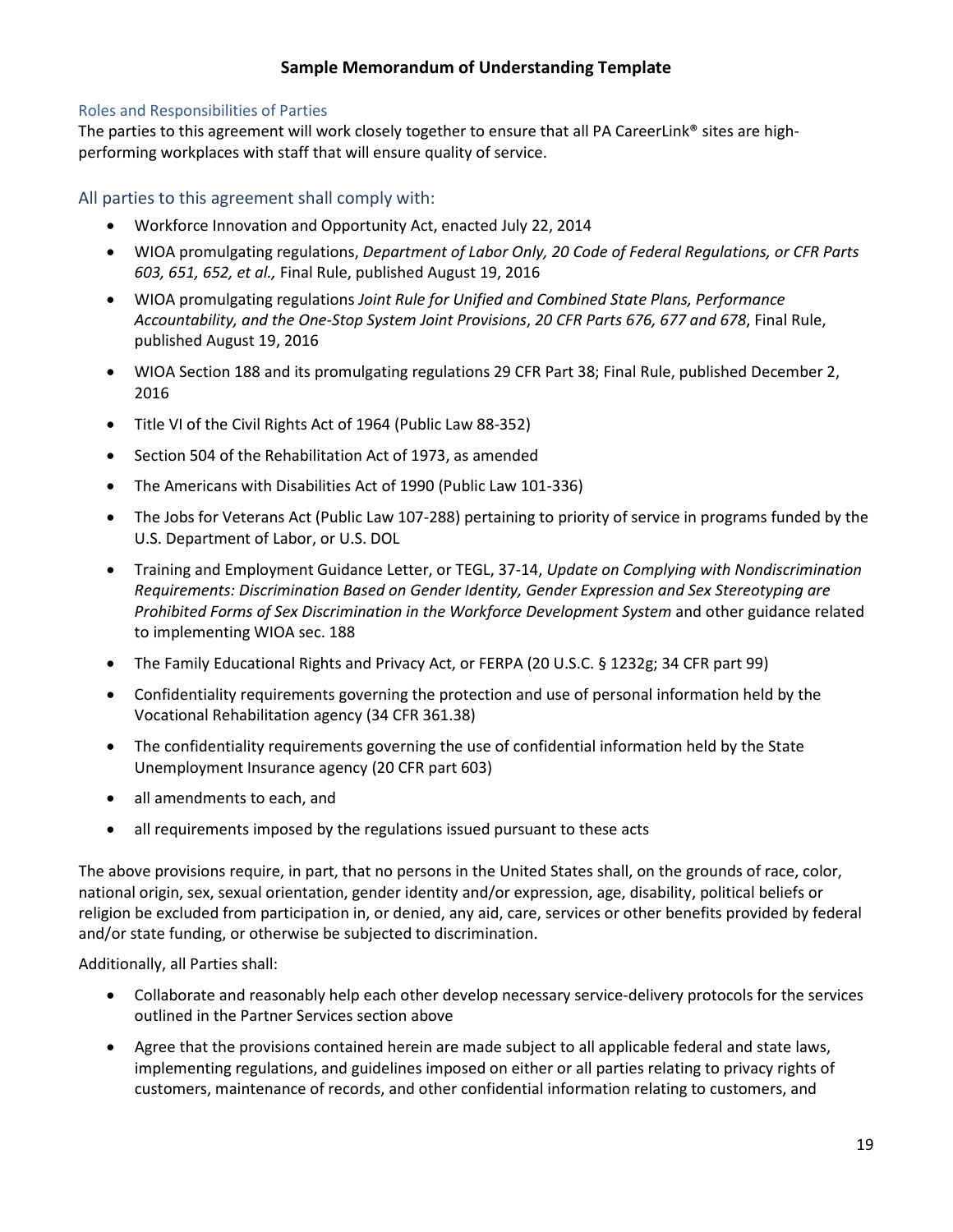## Sample Memorandum of Understanding Template

### Roles and Responsibilities of Parties

The parties to this agreement will work closely together to ensure that all PA CareerLink® sites are high-performing workplaces with staff that will ensure quality of service.

### All parties to this agreement shall comply with:

- Workforce Innovation and Opportunity Act, enacted July 22, 2014
- WIOA promulgating regulations, *Department of Labor Only, 20 Code of Federal Regulations, or CFR Parts 603, 651, 652, et al.,* Final Rule, published August 19, 2016
- WIOA promulgating regulations *Joint Rule for Unified and Combined State Plans, Performance Accountability, and the One-Stop System Joint Provisions*, *20 CFR Parts 676, 677 and 678*, Final Rule, published August 19, 2016
- WIOA Section 188 and its promulgating regulations 29 CFR Part 38; Final Rule, published December 2, 2016
- Title VI of the Civil Rights Act of 1964 (Public Law 88-352)
- Section 504 of the Rehabilitation Act of 1973, as amended
- The Americans with Disabilities Act of 1990 (Public Law 101-336)
- The Jobs for Veterans Act (Public Law 107-288) pertaining to priority of service in programs funded by the U.S. Department of Labor, or U.S. DOL
- Training and Employment Guidance Letter, or TEGL, 37-14, *Update on Complying with Nondiscrimination Requirements: Discrimination Based on Gender Identity, Gender Expression and Sex Stereotyping are Prohibited Forms of Sex Discrimination in the Workforce Development System* and other guidance related to implementing WIOA sec. 188
- The Family Educational Rights and Privacy Act, or FERPA (20 U.S.C. § 1232g; 34 CFR part 99)
- Confidentiality requirements governing the protection and use of personal information held by the Vocational Rehabilitation agency (34 CFR 361.38)
- The confidentiality requirements governing the use of confidential information held by the State Unemployment Insurance agency (20 CFR part 603)
- all amendments to each, and
- all requirements imposed by the regulations issued pursuant to these acts

The above provisions require, in part, that no persons in the United States shall, on the grounds of race, color, national origin, sex, sexual orientation, gender identity and/or expression, age, disability, political beliefs or religion be excluded from participation in, or denied, any aid, care, services or other benefits provided by federal and/or state funding, or otherwise be subjected to discrimination.

Additionally, all Parties shall:

- Collaborate and reasonably help each other develop necessary service-delivery protocols for the services outlined in the Partner Services section above
- Agree that the provisions contained herein are made subject to all applicable federal and state laws, implementing regulations, and guidelines imposed on either or all parties relating to privacy rights of customers, maintenance of records, and other confidential information relating to customers, and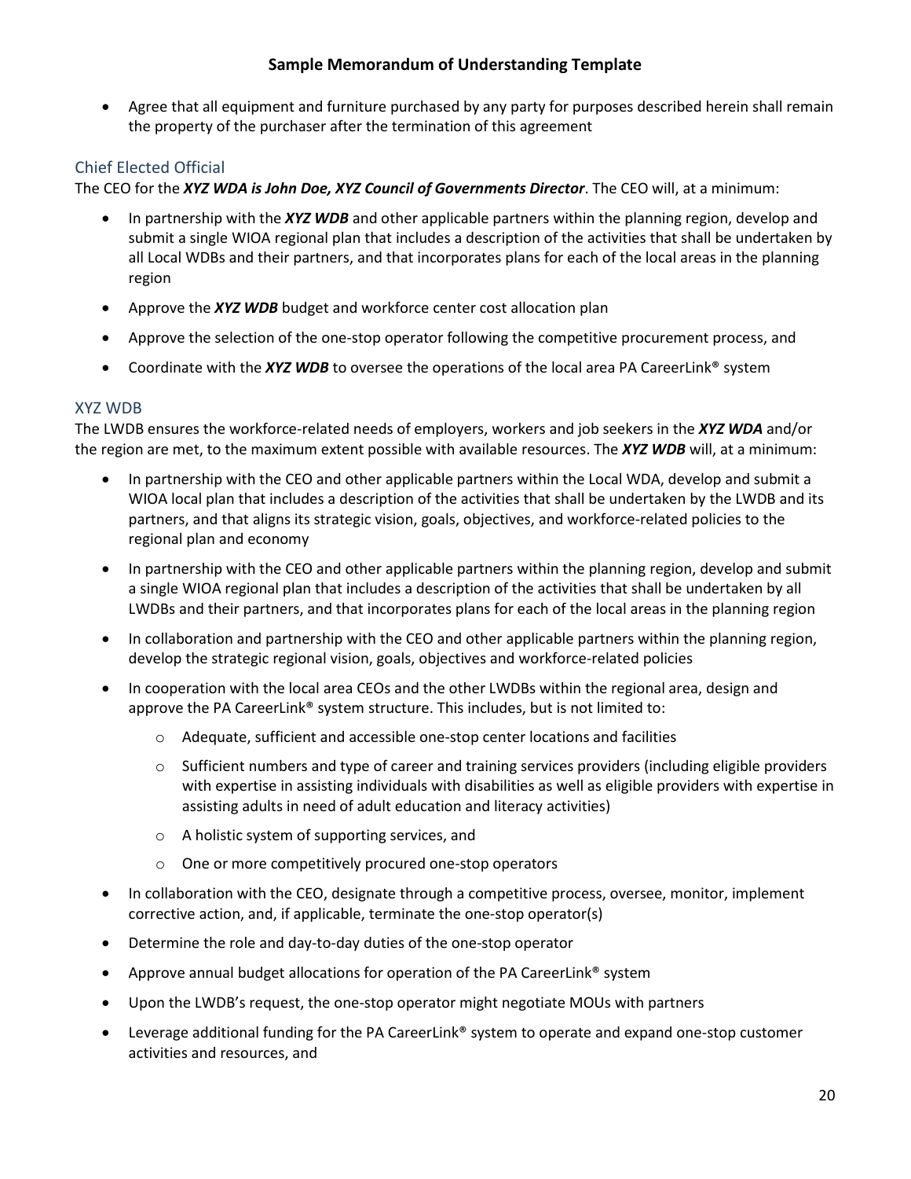- Agree that all equipment and furniture purchased by any party for purposes described herein shall remain the property of the purchaser after the termination of this agreement

### Chief Elected Official

The CEO for the ***XYZ WDA is John Doe, XYZ Council of Governments Director***. The CEO will, at a minimum:

- In partnership with the ***XYZ WDB*** and other applicable partners within the planning region, develop and submit a single WIOA regional plan that includes a description of the activities that shall be undertaken by all Local WDBs and their partners, and that incorporates plans for each of the local areas in the planning region
- Approve the ***XYZ WDB*** budget and workforce center cost allocation plan
- Approve the selection of the one-stop operator following the competitive procurement process, and
- Coordinate with the ***XYZ WDB*** to oversee the operations of the local area PA CareerLink® system

### XYZ WDB

The LWDB ensures the workforce-related needs of employers, workers and job seekers in the ***XYZ WDA*** and/or the region are met, to the maximum extent possible with available resources. The ***XYZ WDB*** will, at a minimum:

- In partnership with the CEO and other applicable partners within the Local WDA, develop and submit a WIOA local plan that includes a description of the activities that shall be undertaken by the LWDB and its partners, and that aligns its strategic vision, goals, objectives, and workforce-related policies to the regional plan and economy
- In partnership with the CEO and other applicable partners within the planning region, develop and submit a single WIOA regional plan that includes a description of the activities that shall be undertaken by all LWDBs and their partners, and that incorporates plans for each of the local areas in the planning region
- In collaboration and partnership with the CEO and other applicable partners within the planning region, develop the strategic regional vision, goals, objectives and workforce-related policies
- In cooperation with the local area CEOs and the other LWDBs within the regional area, design and approve the PA CareerLink® system structure. This includes, but is not limited to:
  - Adequate, sufficient and accessible one-stop center locations and facilities
  - Sufficient numbers and type of career and training services providers (including eligible providers with expertise in assisting individuals with disabilities as well as eligible providers with expertise in assisting adults in need of adult education and literacy activities)
  - A holistic system of supporting services, and
  - One or more competitively procured one-stop operators
- In collaboration with the CEO, designate through a competitive process, oversee, monitor, implement corrective action, and, if applicable, terminate the one-stop operator(s)
- Determine the role and day-to-day duties of the one-stop operator
- Approve annual budget allocations for operation of the PA CareerLink® system
- Upon the LWDB's request, the one-stop operator might negotiate MOUs with partners
- Leverage additional funding for the PA CareerLink® system to operate and expand one-stop customer activities and resources, and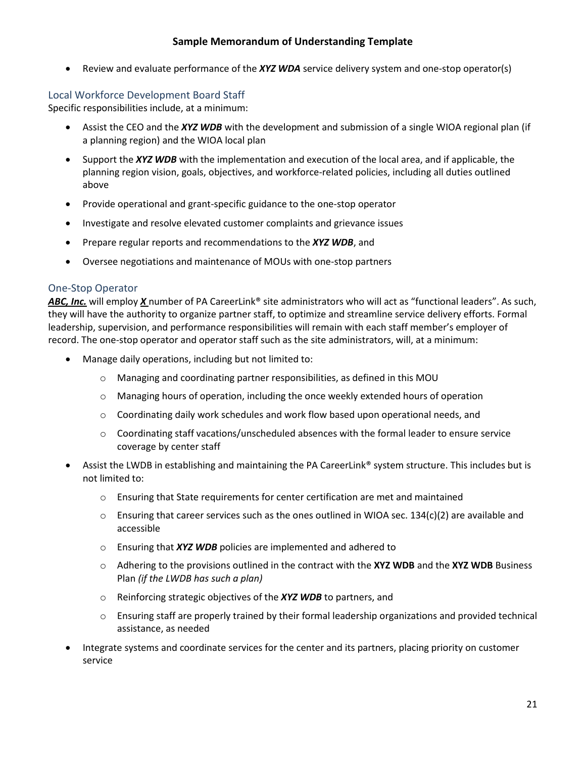- Review and evaluate performance of the ***XYZ WDA*** service delivery system and one-stop operator(s)

### Local Workforce Development Board Staff

Specific responsibilities include, at a minimum:

- Assist the CEO and the ***XYZ WDB*** with the development and submission of a single WIOA regional plan (if a planning region) and the WIOA local plan
- Support the ***XYZ WDB*** with the implementation and execution of the local area, and if applicable, the planning region vision, goals, objectives, and workforce-related policies, including all duties outlined above
- Provide operational and grant-specific guidance to the one-stop operator
- Investigate and resolve elevated customer complaints and grievance issues
- Prepare regular reports and recommendations to the ***XYZ WDB***, and
- Oversee negotiations and maintenance of MOUs with one-stop partners

### One-Stop Operator

***ABC, Inc.*** will employ ***X*** number of PA CareerLink® site administrators who will act as "functional leaders". As such, they will have the authority to organize partner staff, to optimize and streamline service delivery efforts. Formal leadership, supervision, and performance responsibilities will remain with each staff member's employer of record. The one-stop operator and operator staff such as the site administrators, will, at a minimum:

- Manage daily operations, including but not limited to:
  - Managing and coordinating partner responsibilities, as defined in this MOU
  - Managing hours of operation, including the once weekly extended hours of operation
  - Coordinating daily work schedules and work flow based upon operational needs, and
  - Coordinating staff vacations/unscheduled absences with the formal leader to ensure service coverage by center staff
- Assist the LWDB in establishing and maintaining the PA CareerLink® system structure. This includes but is not limited to:
  - Ensuring that State requirements for center certification are met and maintained
  - Ensuring that career services such as the ones outlined in WIOA sec. 134(c)(2) are available and accessible
  - Ensuring that ***XYZ WDB*** policies are implemented and adhered to
  - Adhering to the provisions outlined in the contract with the **XYZ WDB** and the **XYZ WDB** Business Plan *(if the LWDB has such a plan)*
  - Reinforcing strategic objectives of the ***XYZ WDB*** to partners, and
  - Ensuring staff are properly trained by their formal leadership organizations and provided technical assistance, as needed
- Integrate systems and coordinate services for the center and its partners, placing priority on customer service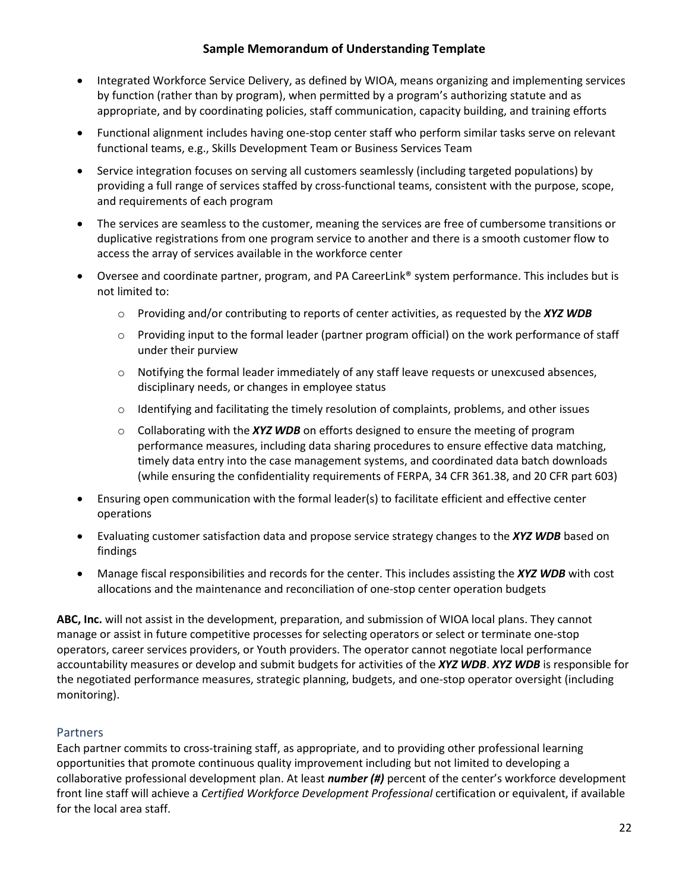- Integrated Workforce Service Delivery, as defined by WIOA, means organizing and implementing services by function (rather than by program), when permitted by a program's authorizing statute and as appropriate, and by coordinating policies, staff communication, capacity building, and training efforts
- Functional alignment includes having one-stop center staff who perform similar tasks serve on relevant functional teams, e.g., Skills Development Team or Business Services Team
- Service integration focuses on serving all customers seamlessly (including targeted populations) by providing a full range of services staffed by cross-functional teams, consistent with the purpose, scope, and requirements of each program
- The services are seamless to the customer, meaning the services are free of cumbersome transitions or duplicative registrations from one program service to another and there is a smooth customer flow to access the array of services available in the workforce center
- Oversee and coordinate partner, program, and PA CareerLink® system performance. This includes but is not limited to:
  - Providing and/or contributing to reports of center activities, as requested by the ***XYZ WDB***
  - Providing input to the formal leader (partner program official) on the work performance of staff under their purview
  - Notifying the formal leader immediately of any staff leave requests or unexcused absences, disciplinary needs, or changes in employee status
  - Identifying and facilitating the timely resolution of complaints, problems, and other issues
  - Collaborating with the ***XYZ WDB*** on efforts designed to ensure the meeting of program performance measures, including data sharing procedures to ensure effective data matching, timely data entry into the case management systems, and coordinated data batch downloads (while ensuring the confidentiality requirements of FERPA, 34 CFR 361.38, and 20 CFR part 603)
- Ensuring open communication with the formal leader(s) to facilitate efficient and effective center operations
- Evaluating customer satisfaction data and propose service strategy changes to the ***XYZ WDB*** based on findings
- Manage fiscal responsibilities and records for the center. This includes assisting the ***XYZ WDB*** with cost allocations and the maintenance and reconciliation of one-stop center operation budgets

**ABC, Inc.** will not assist in the development, preparation, and submission of WIOA local plans. They cannot manage or assist in future competitive processes for selecting operators or select or terminate one-stop operators, career services providers, or Youth providers. The operator cannot negotiate local performance accountability measures or develop and submit budgets for activities of the ***XYZ WDB***. ***XYZ WDB*** is responsible for the negotiated performance measures, strategic planning, budgets, and one-stop operator oversight (including monitoring).

## Partners

Each partner commits to cross-training staff, as appropriate, and to providing other professional learning opportunities that promote continuous quality improvement including but not limited to developing a collaborative professional development plan. At least ***number (#)*** percent of the center's workforce development front line staff will achieve a *Certified Workforce Development Professional* certification or equivalent, if available for the local area staff.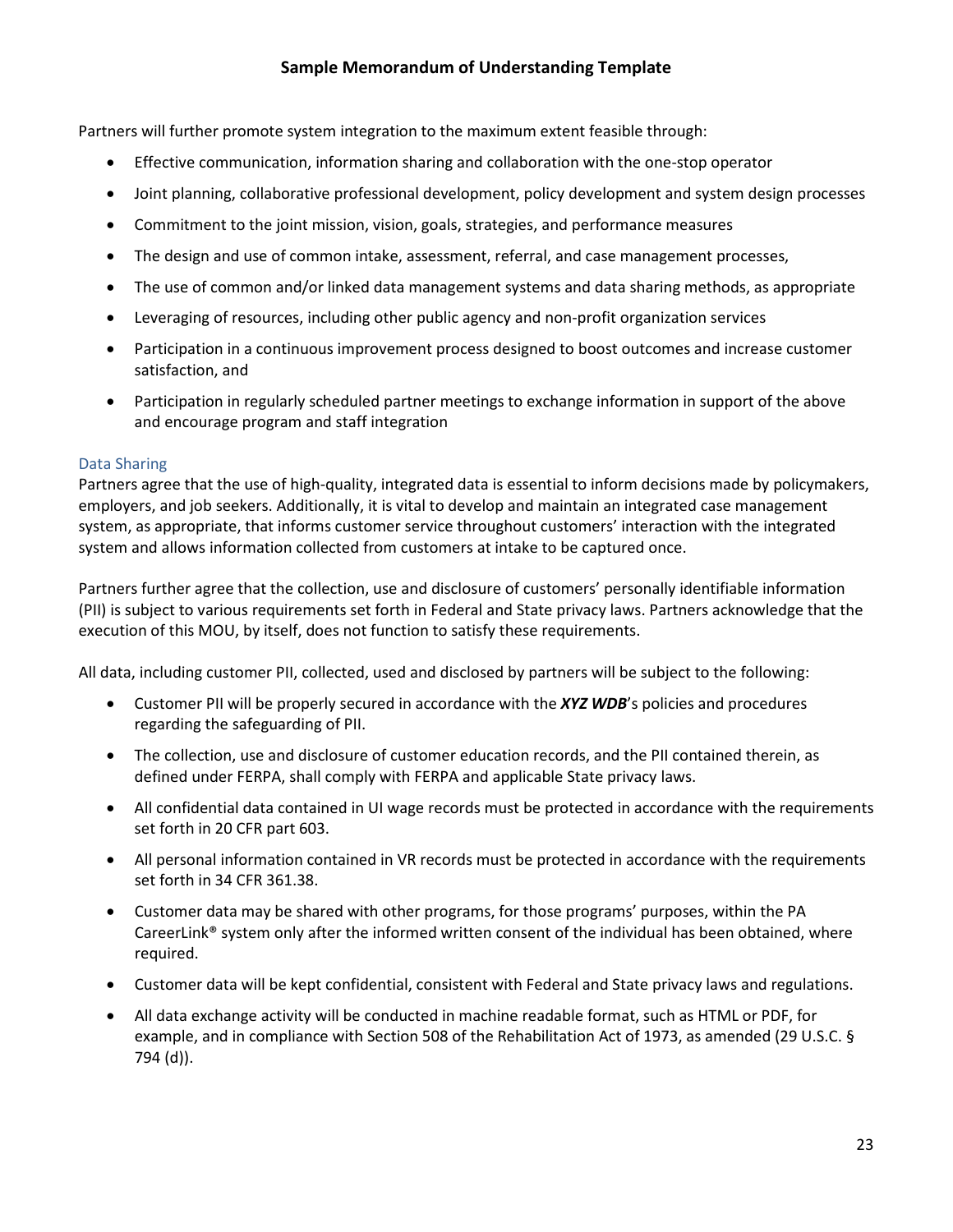Partners will further promote system integration to the maximum extent feasible through:

- Effective communication, information sharing and collaboration with the one-stop operator
- Joint planning, collaborative professional development, policy development and system design processes
- Commitment to the joint mission, vision, goals, strategies, and performance measures
- The design and use of common intake, assessment, referral, and case management processes,
- The use of common and/or linked data management systems and data sharing methods, as appropriate
- Leveraging of resources, including other public agency and non-profit organization services
- Participation in a continuous improvement process designed to boost outcomes and increase customer satisfaction, and
- Participation in regularly scheduled partner meetings to exchange information in support of the above and encourage program and staff integration

### Data Sharing

Partners agree that the use of high-quality, integrated data is essential to inform decisions made by policymakers, employers, and job seekers. Additionally, it is vital to develop and maintain an integrated case management system, as appropriate, that informs customer service throughout customers' interaction with the integrated system and allows information collected from customers at intake to be captured once.

Partners further agree that the collection, use and disclosure of customers' personally identifiable information (PII) is subject to various requirements set forth in Federal and State privacy laws. Partners acknowledge that the execution of this MOU, by itself, does not function to satisfy these requirements.

All data, including customer PII, collected, used and disclosed by partners will be subject to the following:

- Customer PII will be properly secured in accordance with the ***XYZ WDB***'s policies and procedures regarding the safeguarding of PII.
- The collection, use and disclosure of customer education records, and the PII contained therein, as defined under FERPA, shall comply with FERPA and applicable State privacy laws.
- All confidential data contained in UI wage records must be protected in accordance with the requirements set forth in 20 CFR part 603.
- All personal information contained in VR records must be protected in accordance with the requirements set forth in 34 CFR 361.38.
- Customer data may be shared with other programs, for those programs' purposes, within the PA CareerLink® system only after the informed written consent of the individual has been obtained, where required.
- Customer data will be kept confidential, consistent with Federal and State privacy laws and regulations.
- All data exchange activity will be conducted in machine readable format, such as HTML or PDF, for example, and in compliance with Section 508 of the Rehabilitation Act of 1973, as amended (29 U.S.C. § 794 (d)).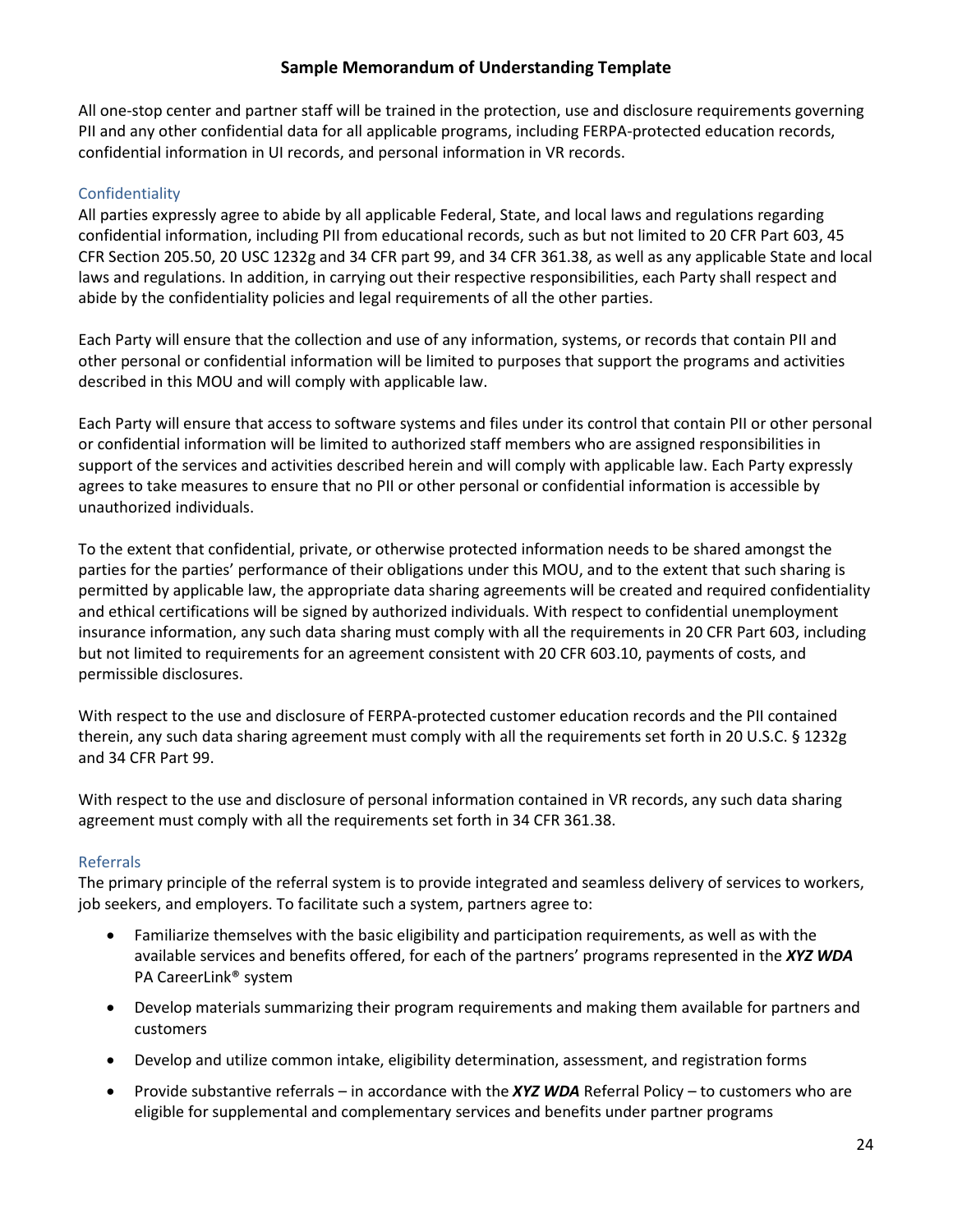All one-stop center and partner staff will be trained in the protection, use and disclosure requirements governing PII and any other confidential data for all applicable programs, including FERPA-protected education records, confidential information in UI records, and personal information in VR records.

### Confidentiality

All parties expressly agree to abide by all applicable Federal, State, and local laws and regulations regarding confidential information, including PII from educational records, such as but not limited to 20 CFR Part 603, 45 CFR Section 205.50, 20 USC 1232g and 34 CFR part 99, and 34 CFR 361.38, as well as any applicable State and local laws and regulations. In addition, in carrying out their respective responsibilities, each Party shall respect and abide by the confidentiality policies and legal requirements of all the other parties.

Each Party will ensure that the collection and use of any information, systems, or records that contain PII and other personal or confidential information will be limited to purposes that support the programs and activities described in this MOU and will comply with applicable law.

Each Party will ensure that access to software systems and files under its control that contain PII or other personal or confidential information will be limited to authorized staff members who are assigned responsibilities in support of the services and activities described herein and will comply with applicable law. Each Party expressly agrees to take measures to ensure that no PII or other personal or confidential information is accessible by unauthorized individuals.

To the extent that confidential, private, or otherwise protected information needs to be shared amongst the parties for the parties' performance of their obligations under this MOU, and to the extent that such sharing is permitted by applicable law, the appropriate data sharing agreements will be created and required confidentiality and ethical certifications will be signed by authorized individuals. With respect to confidential unemployment insurance information, any such data sharing must comply with all the requirements in 20 CFR Part 603, including but not limited to requirements for an agreement consistent with 20 CFR 603.10, payments of costs, and permissible disclosures.

With respect to the use and disclosure of FERPA-protected customer education records and the PII contained therein, any such data sharing agreement must comply with all the requirements set forth in 20 U.S.C. § 1232g and 34 CFR Part 99.

With respect to the use and disclosure of personal information contained in VR records, any such data sharing agreement must comply with all the requirements set forth in 34 CFR 361.38.

### Referrals

The primary principle of the referral system is to provide integrated and seamless delivery of services to workers, job seekers, and employers. To facilitate such a system, partners agree to:

- Familiarize themselves with the basic eligibility and participation requirements, as well as with the available services and benefits offered, for each of the partners' programs represented in the ***XYZ WDA*** PA CareerLink® system
- Develop materials summarizing their program requirements and making them available for partners and customers
- Develop and utilize common intake, eligibility determination, assessment, and registration forms
- Provide substantive referrals – in accordance with the ***XYZ WDA*** Referral Policy – to customers who are eligible for supplemental and complementary services and benefits under partner programs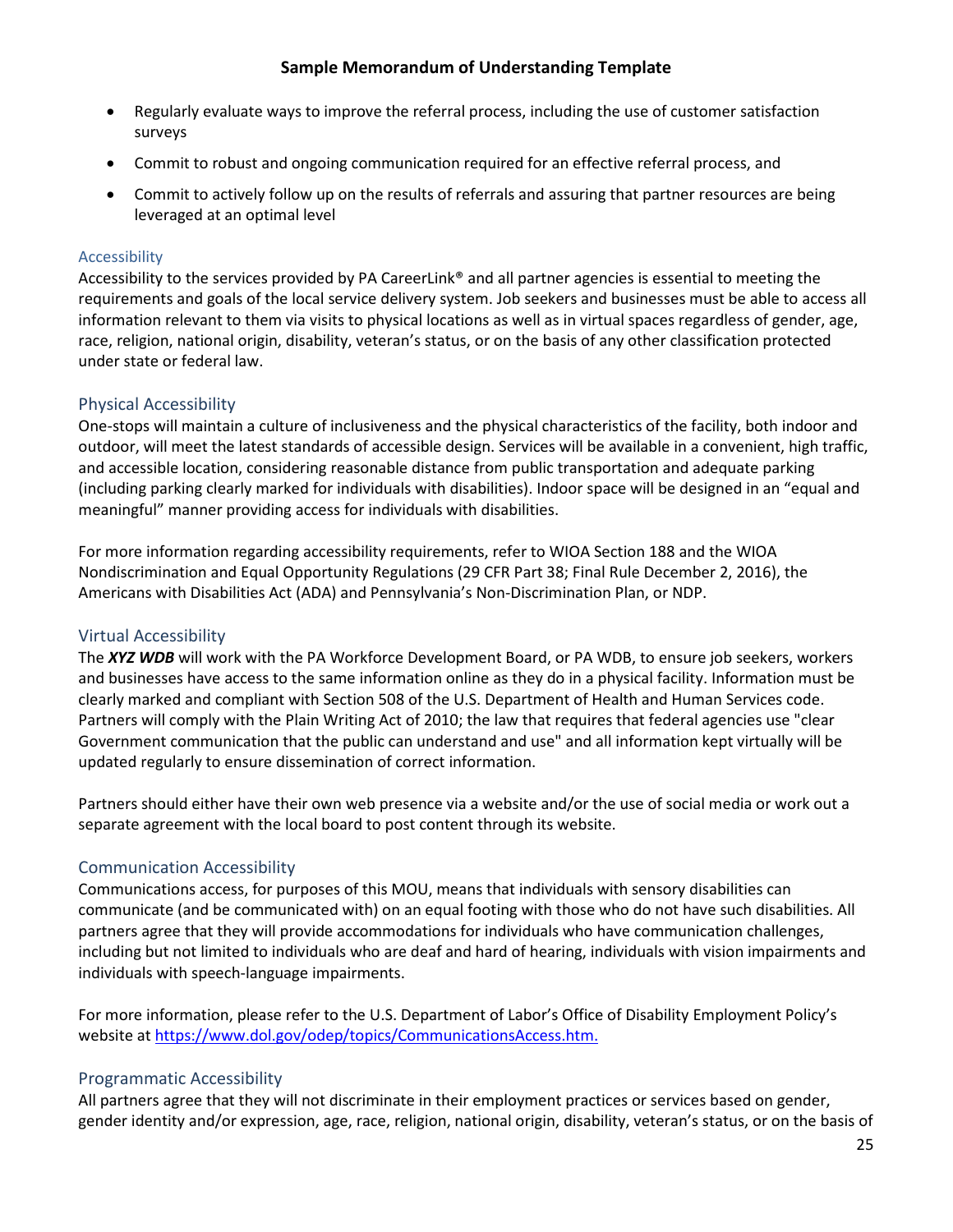- Regularly evaluate ways to improve the referral process, including the use of customer satisfaction surveys
- Commit to robust and ongoing communication required for an effective referral process, and
- Commit to actively follow up on the results of referrals and assuring that partner resources are being leveraged at an optimal level

### Accessibility

Accessibility to the services provided by PA CareerLink® and all partner agencies is essential to meeting the requirements and goals of the local service delivery system. Job seekers and businesses must be able to access all information relevant to them via visits to physical locations as well as in virtual spaces regardless of gender, age, race, religion, national origin, disability, veteran's status, or on the basis of any other classification protected under state or federal law.

### Physical Accessibility

One-stops will maintain a culture of inclusiveness and the physical characteristics of the facility, both indoor and outdoor, will meet the latest standards of accessible design. Services will be available in a convenient, high traffic, and accessible location, considering reasonable distance from public transportation and adequate parking (including parking clearly marked for individuals with disabilities). Indoor space will be designed in an "equal and meaningful" manner providing access for individuals with disabilities.

For more information regarding accessibility requirements, refer to WIOA Section 188 and the WIOA Nondiscrimination and Equal Opportunity Regulations (29 CFR Part 38; Final Rule December 2, 2016), the Americans with Disabilities Act (ADA) and Pennsylvania's Non-Discrimination Plan, or NDP.

### Virtual Accessibility

The ***XYZ WDB*** will work with the PA Workforce Development Board, or PA WDB, to ensure job seekers, workers and businesses have access to the same information online as they do in a physical facility. Information must be clearly marked and compliant with Section 508 of the U.S. Department of Health and Human Services code. Partners will comply with the Plain Writing Act of 2010; the law that requires that federal agencies use "clear Government communication that the public can understand and use" and all information kept virtually will be updated regularly to ensure dissemination of correct information.

Partners should either have their own web presence via a website and/or the use of social media or work out a separate agreement with the local board to post content through its website.

### Communication Accessibility

Communications access, for purposes of this MOU, means that individuals with sensory disabilities can communicate (and be communicated with) on an equal footing with those who do not have such disabilities. All partners agree that they will provide accommodations for individuals who have communication challenges, including but not limited to individuals who are deaf and hard of hearing, individuals with vision impairments and individuals with speech-language impairments.

For more information, please refer to the U.S. Department of Labor's Office of Disability Employment Policy's website at https://www.dol.gov/odep/topics/CommunicationsAccess.htm.

### Programmatic Accessibility

All partners agree that they will not discriminate in their employment practices or services based on gender, gender identity and/or expression, age, race, religion, national origin, disability, veteran's status, or on the basis of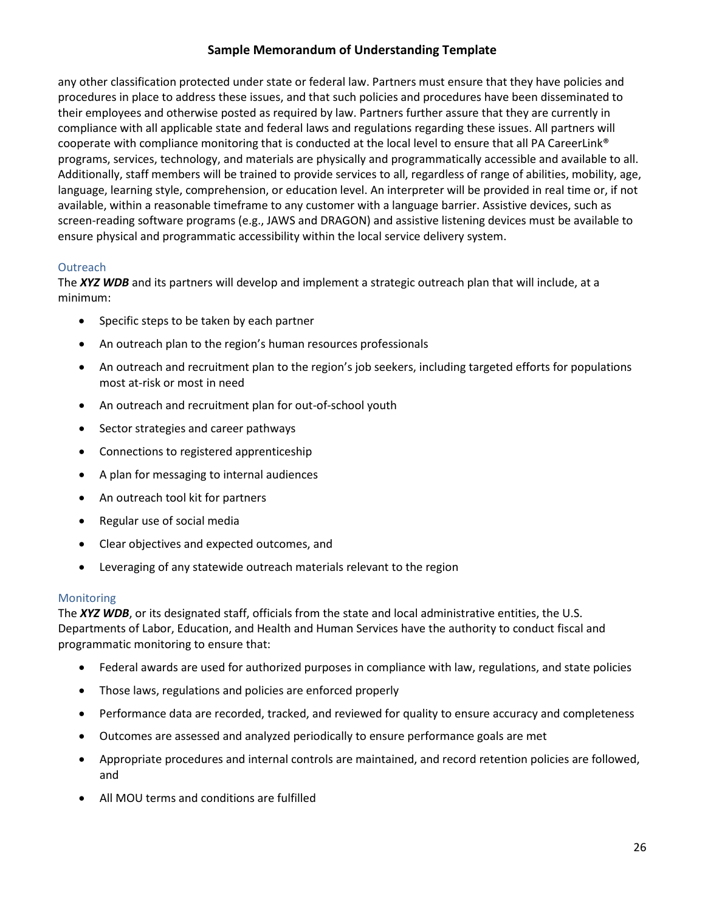any other classification protected under state or federal law. Partners must ensure that they have policies and procedures in place to address these issues, and that such policies and procedures have been disseminated to their employees and otherwise posted as required by law. Partners further assure that they are currently in compliance with all applicable state and federal laws and regulations regarding these issues. All partners will cooperate with compliance monitoring that is conducted at the local level to ensure that all PA CareerLink® programs, services, technology, and materials are physically and programmatically accessible and available to all. Additionally, staff members will be trained to provide services to all, regardless of range of abilities, mobility, age, language, learning style, comprehension, or education level. An interpreter will be provided in real time or, if not available, within a reasonable timeframe to any customer with a language barrier. Assistive devices, such as screen-reading software programs (e.g., JAWS and DRAGON) and assistive listening devices must be available to ensure physical and programmatic accessibility within the local service delivery system.

### Outreach

The ***XYZ WDB*** and its partners will develop and implement a strategic outreach plan that will include, at a minimum:

- Specific steps to be taken by each partner
- An outreach plan to the region's human resources professionals
- An outreach and recruitment plan to the region's job seekers, including targeted efforts for populations most at-risk or most in need
- An outreach and recruitment plan for out-of-school youth
- Sector strategies and career pathways
- Connections to registered apprenticeship
- A plan for messaging to internal audiences
- An outreach tool kit for partners
- Regular use of social media
- Clear objectives and expected outcomes, and
- Leveraging of any statewide outreach materials relevant to the region

### Monitoring

The ***XYZ WDB***, or its designated staff, officials from the state and local administrative entities, the U.S. Departments of Labor, Education, and Health and Human Services have the authority to conduct fiscal and programmatic monitoring to ensure that:

- Federal awards are used for authorized purposes in compliance with law, regulations, and state policies
- Those laws, regulations and policies are enforced properly
- Performance data are recorded, tracked, and reviewed for quality to ensure accuracy and completeness
- Outcomes are assessed and analyzed periodically to ensure performance goals are met
- Appropriate procedures and internal controls are maintained, and record retention policies are followed, and
- All MOU terms and conditions are fulfilled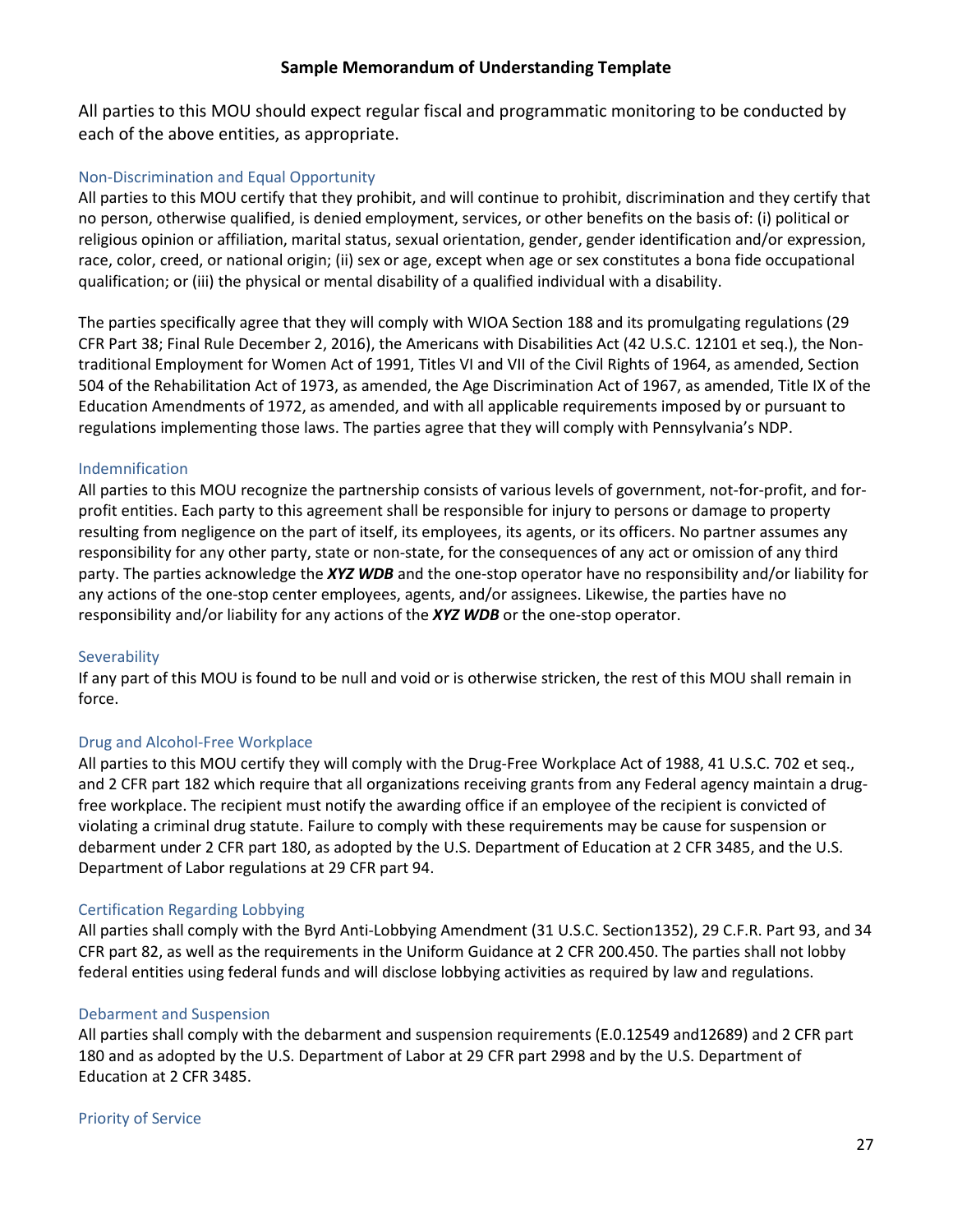All parties to this MOU should expect regular fiscal and programmatic monitoring to be conducted by each of the above entities, as appropriate.

### Non-Discrimination and Equal Opportunity

All parties to this MOU certify that they prohibit, and will continue to prohibit, discrimination and they certify that no person, otherwise qualified, is denied employment, services, or other benefits on the basis of: (i) political or religious opinion or affiliation, marital status, sexual orientation, gender, gender identification and/or expression, race, color, creed, or national origin; (ii) sex or age, except when age or sex constitutes a bona fide occupational qualification; or (iii) the physical or mental disability of a qualified individual with a disability.

The parties specifically agree that they will comply with WIOA Section 188 and its promulgating regulations (29 CFR Part 38; Final Rule December 2, 2016), the Americans with Disabilities Act (42 U.S.C. 12101 et seq.), the Non-traditional Employment for Women Act of 1991, Titles VI and VII of the Civil Rights of 1964, as amended, Section 504 of the Rehabilitation Act of 1973, as amended, the Age Discrimination Act of 1967, as amended, Title IX of the Education Amendments of 1972, as amended, and with all applicable requirements imposed by or pursuant to regulations implementing those laws. The parties agree that they will comply with Pennsylvania's NDP.

### Indemnification

All parties to this MOU recognize the partnership consists of various levels of government, not-for-profit, and for-profit entities. Each party to this agreement shall be responsible for injury to persons or damage to property resulting from negligence on the part of itself, its employees, its agents, or its officers. No partner assumes any responsibility for any other party, state or non-state, for the consequences of any act or omission of any third party. The parties acknowledge the ***XYZ WDB*** and the one-stop operator have no responsibility and/or liability for any actions of the one-stop center employees, agents, and/or assignees. Likewise, the parties have no responsibility and/or liability for any actions of the ***XYZ WDB*** or the one-stop operator.

### Severability

If any part of this MOU is found to be null and void or is otherwise stricken, the rest of this MOU shall remain in force.

### Drug and Alcohol-Free Workplace

All parties to this MOU certify they will comply with the Drug-Free Workplace Act of 1988, 41 U.S.C. 702 et seq., and 2 CFR part 182 which require that all organizations receiving grants from any Federal agency maintain a drug-free workplace. The recipient must notify the awarding office if an employee of the recipient is convicted of violating a criminal drug statute. Failure to comply with these requirements may be cause for suspension or debarment under 2 CFR part 180, as adopted by the U.S. Department of Education at 2 CFR 3485, and the U.S. Department of Labor regulations at 29 CFR part 94.

### Certification Regarding Lobbying

All parties shall comply with the Byrd Anti-Lobbying Amendment (31 U.S.C. Section1352), 29 C.F.R. Part 93, and 34 CFR part 82, as well as the requirements in the Uniform Guidance at 2 CFR 200.450. The parties shall not lobby federal entities using federal funds and will disclose lobbying activities as required by law and regulations.

### Debarment and Suspension

All parties shall comply with the debarment and suspension requirements (E.0.12549 and12689) and 2 CFR part 180 and as adopted by the U.S. Department of Labor at 29 CFR part 2998 and by the U.S. Department of Education at 2 CFR 3485.

### Priority of Service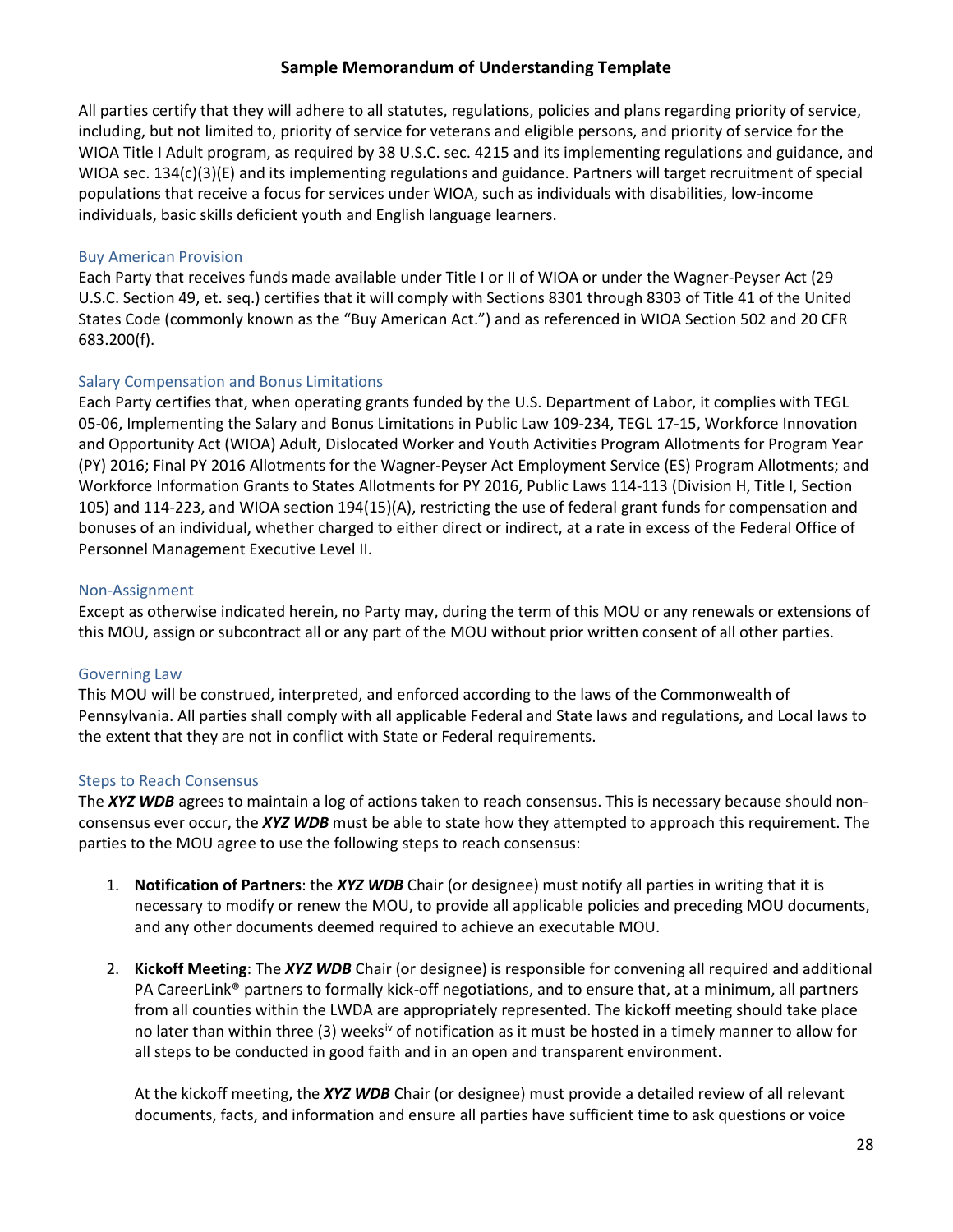## Sample Memorandum of Understanding Template

All parties certify that they will adhere to all statutes, regulations, policies and plans regarding priority of service, including, but not limited to, priority of service for veterans and eligible persons, and priority of service for the WIOA Title I Adult program, as required by 38 U.S.C. sec. 4215 and its implementing regulations and guidance, and WIOA sec. 134(c)(3)(E) and its implementing regulations and guidance. Partners will target recruitment of special populations that receive a focus for services under WIOA, such as individuals with disabilities, low-income individuals, basic skills deficient youth and English language learners.

### Buy American Provision

Each Party that receives funds made available under Title I or II of WIOA or under the Wagner-Peyser Act (29 U.S.C. Section 49, et. seq.) certifies that it will comply with Sections 8301 through 8303 of Title 41 of the United States Code (commonly known as the "Buy American Act.") and as referenced in WIOA Section 502 and 20 CFR 683.200(f).

### Salary Compensation and Bonus Limitations

Each Party certifies that, when operating grants funded by the U.S. Department of Labor, it complies with TEGL 05-06, Implementing the Salary and Bonus Limitations in Public Law 109-234, TEGL 17-15, Workforce Innovation and Opportunity Act (WIOA) Adult, Dislocated Worker and Youth Activities Program Allotments for Program Year (PY) 2016; Final PY 2016 Allotments for the Wagner-Peyser Act Employment Service (ES) Program Allotments; and Workforce Information Grants to States Allotments for PY 2016, Public Laws 114-113 (Division H, Title I, Section 105) and 114-223, and WIOA section 194(15)(A), restricting the use of federal grant funds for compensation and bonuses of an individual, whether charged to either direct or indirect, at a rate in excess of the Federal Office of Personnel Management Executive Level II.

### Non-Assignment

Except as otherwise indicated herein, no Party may, during the term of this MOU or any renewals or extensions of this MOU, assign or subcontract all or any part of the MOU without prior written consent of all other parties.

### Governing Law

This MOU will be construed, interpreted, and enforced according to the laws of the Commonwealth of Pennsylvania. All parties shall comply with all applicable Federal and State laws and regulations, and Local laws to the extent that they are not in conflict with State or Federal requirements.

### Steps to Reach Consensus

The ***XYZ WDB*** agrees to maintain a log of actions taken to reach consensus. This is necessary because should non-consensus ever occur, the ***XYZ WDB*** must be able to state how they attempted to approach this requirement. The parties to the MOU agree to use the following steps to reach consensus:

1. **Notification of Partners**: the ***XYZ WDB*** Chair (or designee) must notify all parties in writing that it is necessary to modify or renew the MOU, to provide all applicable policies and preceding MOU documents, and any other documents deemed required to achieve an executable MOU.

2. **Kickoff Meeting**: The ***XYZ WDB*** Chair (or designee) is responsible for convening all required and additional PA CareerLink® partners to formally kick-off negotiations, and to ensure that, at a minimum, all partners from all counties within the LWDA are appropriately represented. The kickoff meeting should take place no later than within three (3) weeks[iv] of notification as it must be hosted in a timely manner to allow for all steps to be conducted in good faith and in an open and transparent environment.

   At the kickoff meeting, the ***XYZ WDB*** Chair (or designee) must provide a detailed review of all relevant documents, facts, and information and ensure all parties have sufficient time to ask questions or voice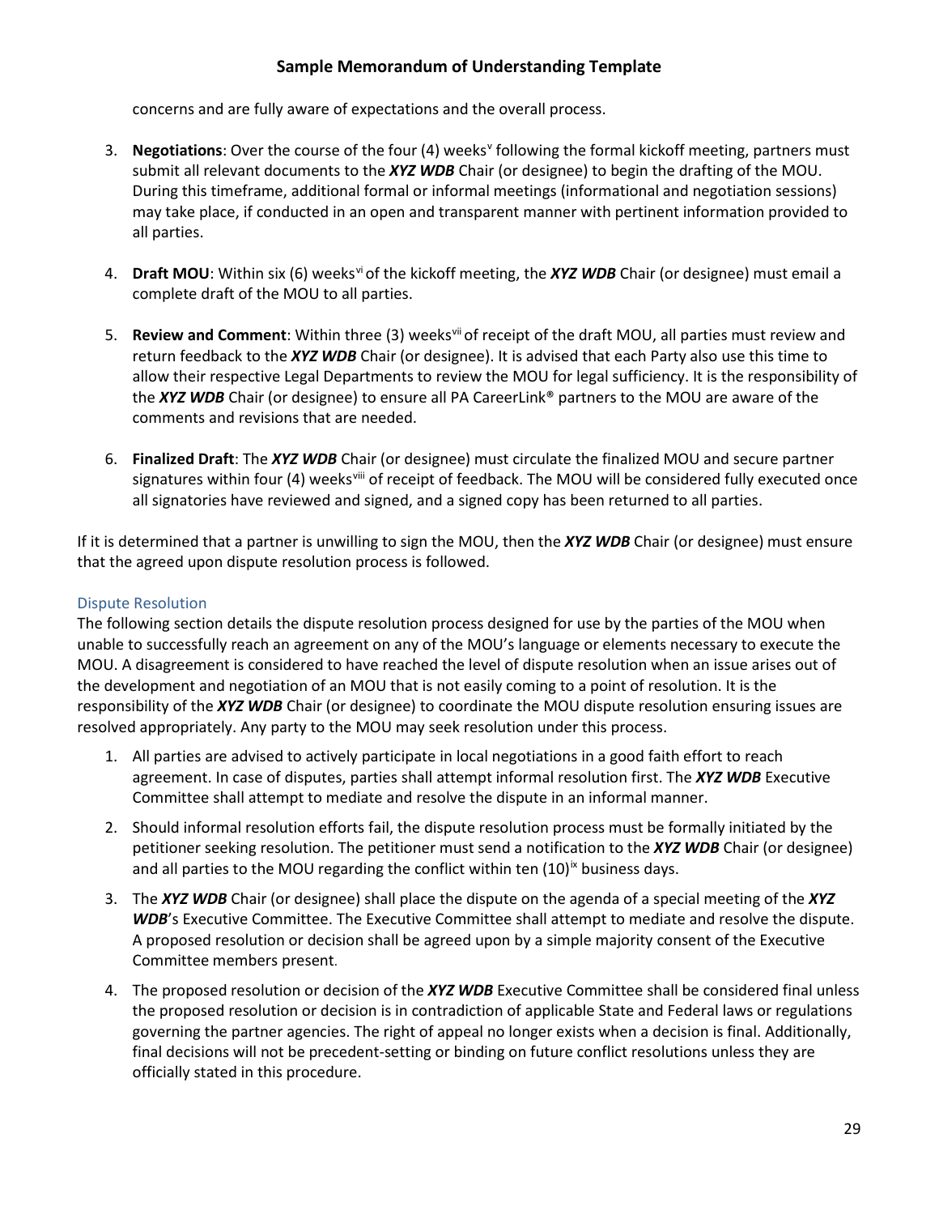concerns and are fully aware of expectations and the overall process.

3. **Negotiations**: Over the course of the four (4) weeks[v] following the formal kickoff meeting, partners must submit all relevant documents to the ***XYZ WDB*** Chair (or designee) to begin the drafting of the MOU. During this timeframe, additional formal or informal meetings (informational and negotiation sessions) may take place, if conducted in an open and transparent manner with pertinent information provided to all parties.

4. **Draft MOU**: Within six (6) weeks[vi] of the kickoff meeting, the ***XYZ WDB*** Chair (or designee) must email a complete draft of the MOU to all parties.

5. **Review and Comment**: Within three (3) weeks[vii] of receipt of the draft MOU, all parties must review and return feedback to the ***XYZ WDB*** Chair (or designee). It is advised that each Party also use this time to allow their respective Legal Departments to review the MOU for legal sufficiency. It is the responsibility of the ***XYZ WDB*** Chair (or designee) to ensure all PA CareerLink® partners to the MOU are aware of the comments and revisions that are needed.

6. **Finalized Draft**: The ***XYZ WDB*** Chair (or designee) must circulate the finalized MOU and secure partner signatures within four (4) weeks[viii] of receipt of feedback. The MOU will be considered fully executed once all signatories have reviewed and signed, and a signed copy has been returned to all parties.

If it is determined that a partner is unwilling to sign the MOU, then the ***XYZ WDB*** Chair (or designee) must ensure that the agreed upon dispute resolution process is followed.

### Dispute Resolution

The following section details the dispute resolution process designed for use by the parties of the MOU when unable to successfully reach an agreement on any of the MOU's language or elements necessary to execute the MOU. A disagreement is considered to have reached the level of dispute resolution when an issue arises out of the development and negotiation of an MOU that is not easily coming to a point of resolution. It is the responsibility of the ***XYZ WDB*** Chair (or designee) to coordinate the MOU dispute resolution ensuring issues are resolved appropriately. Any party to the MOU may seek resolution under this process.

1. All parties are advised to actively participate in local negotiations in a good faith effort to reach agreement. In case of disputes, parties shall attempt informal resolution first. The ***XYZ WDB*** Executive Committee shall attempt to mediate and resolve the dispute in an informal manner.

2. Should informal resolution efforts fail, the dispute resolution process must be formally initiated by the petitioner seeking resolution. The petitioner must send a notification to the ***XYZ WDB*** Chair (or designee) and all parties to the MOU regarding the conflict within ten (10)[ix] business days.

3. The ***XYZ WDB*** Chair (or designee) shall place the dispute on the agenda of a special meeting of the ***XYZ WDB***'s Executive Committee. The Executive Committee shall attempt to mediate and resolve the dispute. A proposed resolution or decision shall be agreed upon by a simple majority consent of the Executive Committee members present.

4. The proposed resolution or decision of the ***XYZ WDB*** Executive Committee shall be considered final unless the proposed resolution or decision is in contradiction of applicable State and Federal laws or regulations governing the partner agencies. The right of appeal no longer exists when a decision is final. Additionally, final decisions will not be precedent-setting or binding on future conflict resolutions unless they are officially stated in this procedure.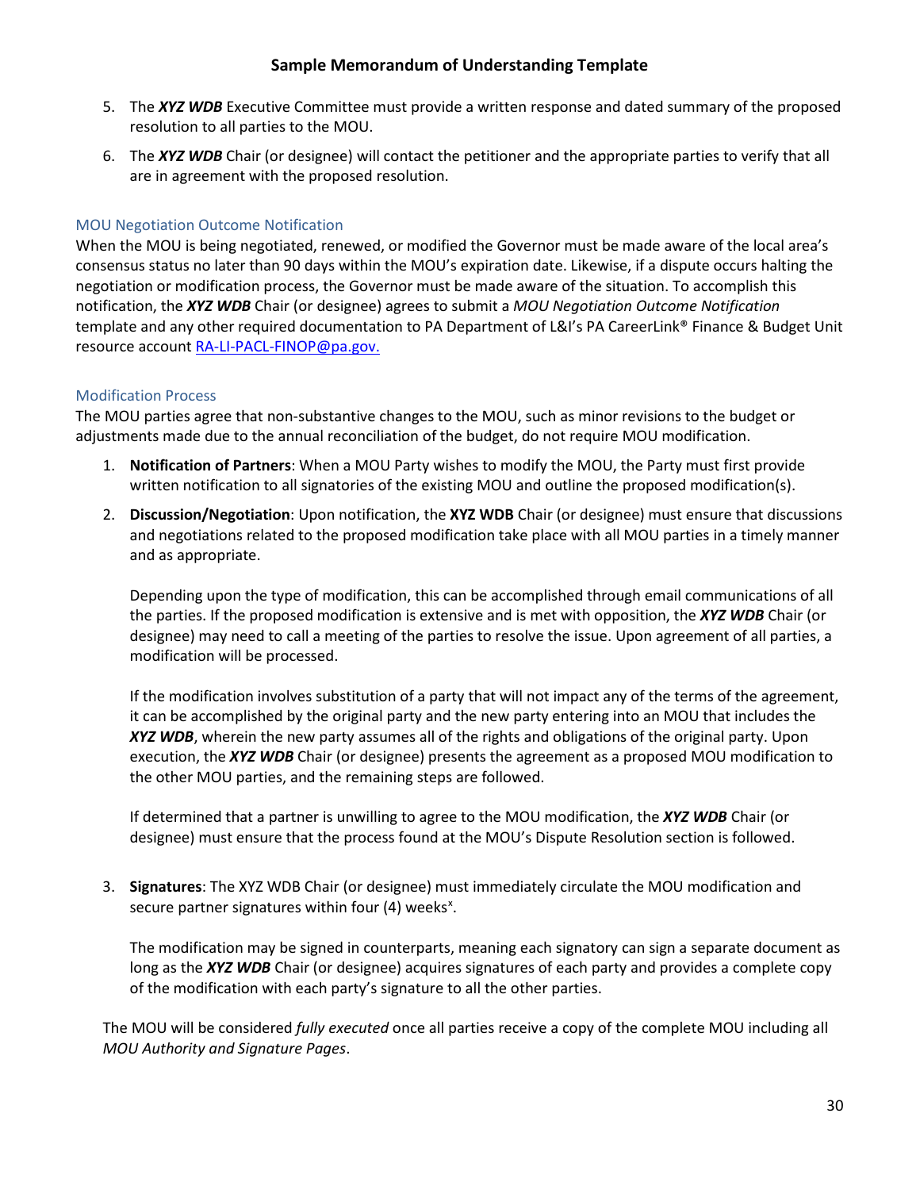5. The ***XYZ WDB*** Executive Committee must provide a written response and dated summary of the proposed resolution to all parties to the MOU.
6. The ***XYZ WDB*** Chair (or designee) will contact the petitioner and the appropriate parties to verify that all are in agreement with the proposed resolution.

### MOU Negotiation Outcome Notification

When the MOU is being negotiated, renewed, or modified the Governor must be made aware of the local area's consensus status no later than 90 days within the MOU's expiration date. Likewise, if a dispute occurs halting the negotiation or modification process, the Governor must be made aware of the situation. To accomplish this notification, the ***XYZ WDB*** Chair (or designee) agrees to submit a *MOU Negotiation Outcome Notification* template and any other required documentation to PA Department of L&I's PA CareerLink® Finance & Budget Unit resource account RA-LI-PACL-FINOP@pa.gov.

### Modification Process

The MOU parties agree that non-substantive changes to the MOU, such as minor revisions to the budget or adjustments made due to the annual reconciliation of the budget, do not require MOU modification.

1. **Notification of Partners**: When a MOU Party wishes to modify the MOU, the Party must first provide written notification to all signatories of the existing MOU and outline the proposed modification(s).
2. **Discussion/Negotiation**: Upon notification, the **XYZ WDB** Chair (or designee) must ensure that discussions and negotiations related to the proposed modification take place with all MOU parties in a timely manner and as appropriate.

   Depending upon the type of modification, this can be accomplished through email communications of all the parties. If the proposed modification is extensive and is met with opposition, the ***XYZ WDB*** Chair (or designee) may need to call a meeting of the parties to resolve the issue. Upon agreement of all parties, a modification will be processed.

   If the modification involves substitution of a party that will not impact any of the terms of the agreement, it can be accomplished by the original party and the new party entering into an MOU that includes the ***XYZ WDB***, wherein the new party assumes all of the rights and obligations of the original party. Upon execution, the ***XYZ WDB*** Chair (or designee) presents the agreement as a proposed MOU modification to the other MOU parties, and the remaining steps are followed.

   If determined that a partner is unwilling to agree to the MOU modification, the ***XYZ WDB*** Chair (or designee) must ensure that the process found at the MOU's Dispute Resolution section is followed.

3. **Signatures**: The XYZ WDB Chair (or designee) must immediately circulate the MOU modification and secure partner signatures within four (4) weeks[x].

   The modification may be signed in counterparts, meaning each signatory can sign a separate document as long as the ***XYZ WDB*** Chair (or designee) acquires signatures of each party and provides a complete copy of the modification with each party's signature to all the other parties.

The MOU will be considered *fully executed* once all parties receive a copy of the complete MOU including all *MOU Authority and Signature Pages*.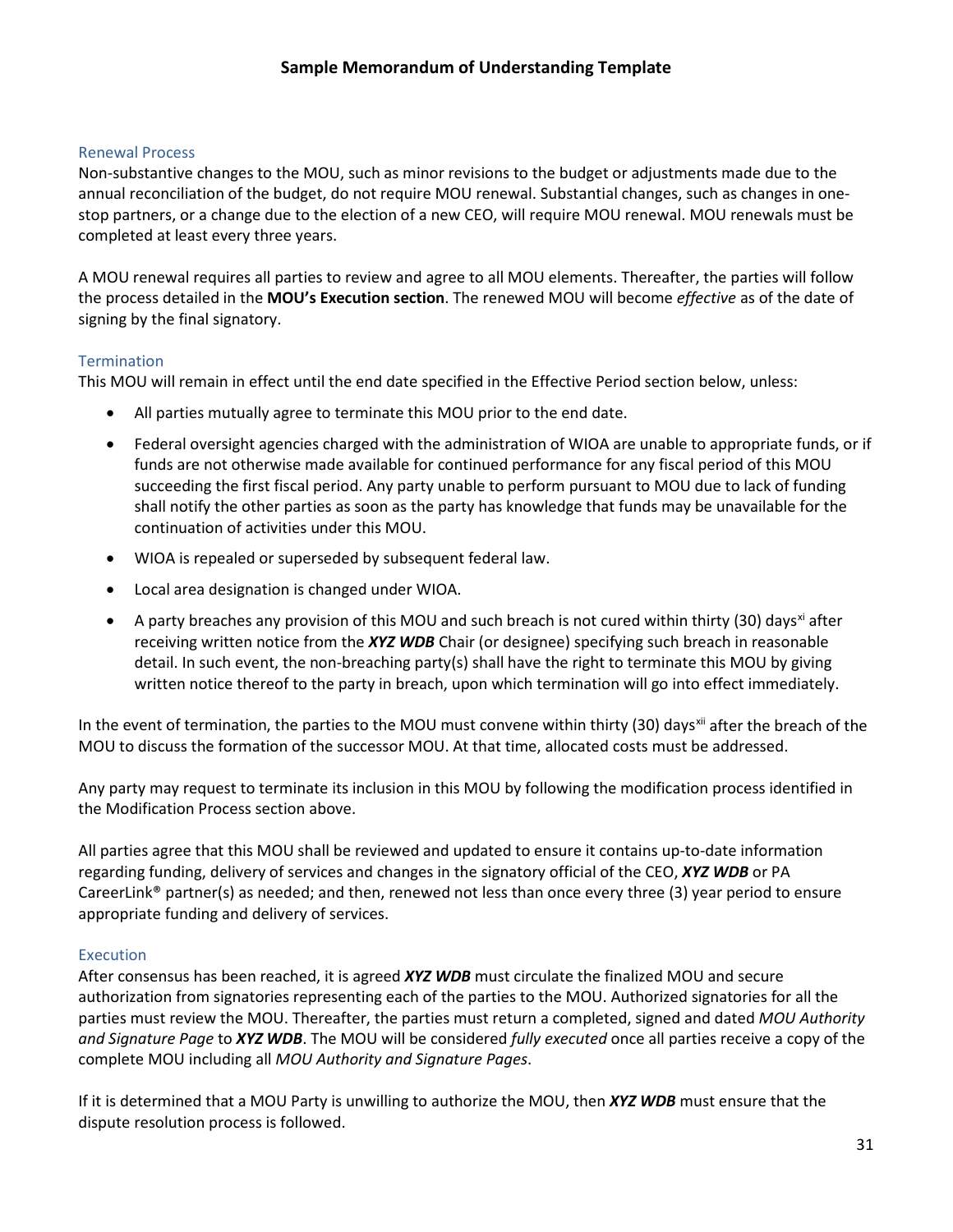### Renewal Process

Non-substantive changes to the MOU, such as minor revisions to the budget or adjustments made due to the annual reconciliation of the budget, do not require MOU renewal. Substantial changes, such as changes in one-stop partners, or a change due to the election of a new CEO, will require MOU renewal. MOU renewals must be completed at least every three years.

A MOU renewal requires all parties to review and agree to all MOU elements. Thereafter, the parties will follow the process detailed in the **MOU's Execution section**. The renewed MOU will become *effective* as of the date of signing by the final signatory.

### Termination

This MOU will remain in effect until the end date specified in the Effective Period section below, unless:

- All parties mutually agree to terminate this MOU prior to the end date.
- Federal oversight agencies charged with the administration of WIOA are unable to appropriate funds, or if funds are not otherwise made available for continued performance for any fiscal period of this MOU succeeding the first fiscal period. Any party unable to perform pursuant to MOU due to lack of funding shall notify the other parties as soon as the party has knowledge that funds may be unavailable for the continuation of activities under this MOU.
- WIOA is repealed or superseded by subsequent federal law.
- Local area designation is changed under WIOA.
- A party breaches any provision of this MOU and such breach is not cured within thirty (30) days[xi] after receiving written notice from the ***XYZ WDB*** Chair (or designee) specifying such breach in reasonable detail. In such event, the non-breaching party(s) shall have the right to terminate this MOU by giving written notice thereof to the party in breach, upon which termination will go into effect immediately.

In the event of termination, the parties to the MOU must convene within thirty (30) days[xii] after the breach of the MOU to discuss the formation of the successor MOU. At that time, allocated costs must be addressed.

Any party may request to terminate its inclusion in this MOU by following the modification process identified in the Modification Process section above.

All parties agree that this MOU shall be reviewed and updated to ensure it contains up-to-date information regarding funding, delivery of services and changes in the signatory official of the CEO, ***XYZ WDB*** or PA CareerLink® partner(s) as needed; and then, renewed not less than once every three (3) year period to ensure appropriate funding and delivery of services.

### Execution

After consensus has been reached, it is agreed ***XYZ WDB*** must circulate the finalized MOU and secure authorization from signatories representing each of the parties to the MOU. Authorized signatories for all the parties must review the MOU. Thereafter, the parties must return a completed, signed and dated *MOU Authority and Signature Page* to ***XYZ WDB***. The MOU will be considered *fully executed* once all parties receive a copy of the complete MOU including all *MOU Authority and Signature Pages*.

If it is determined that a MOU Party is unwilling to authorize the MOU, then ***XYZ WDB*** must ensure that the dispute resolution process is followed.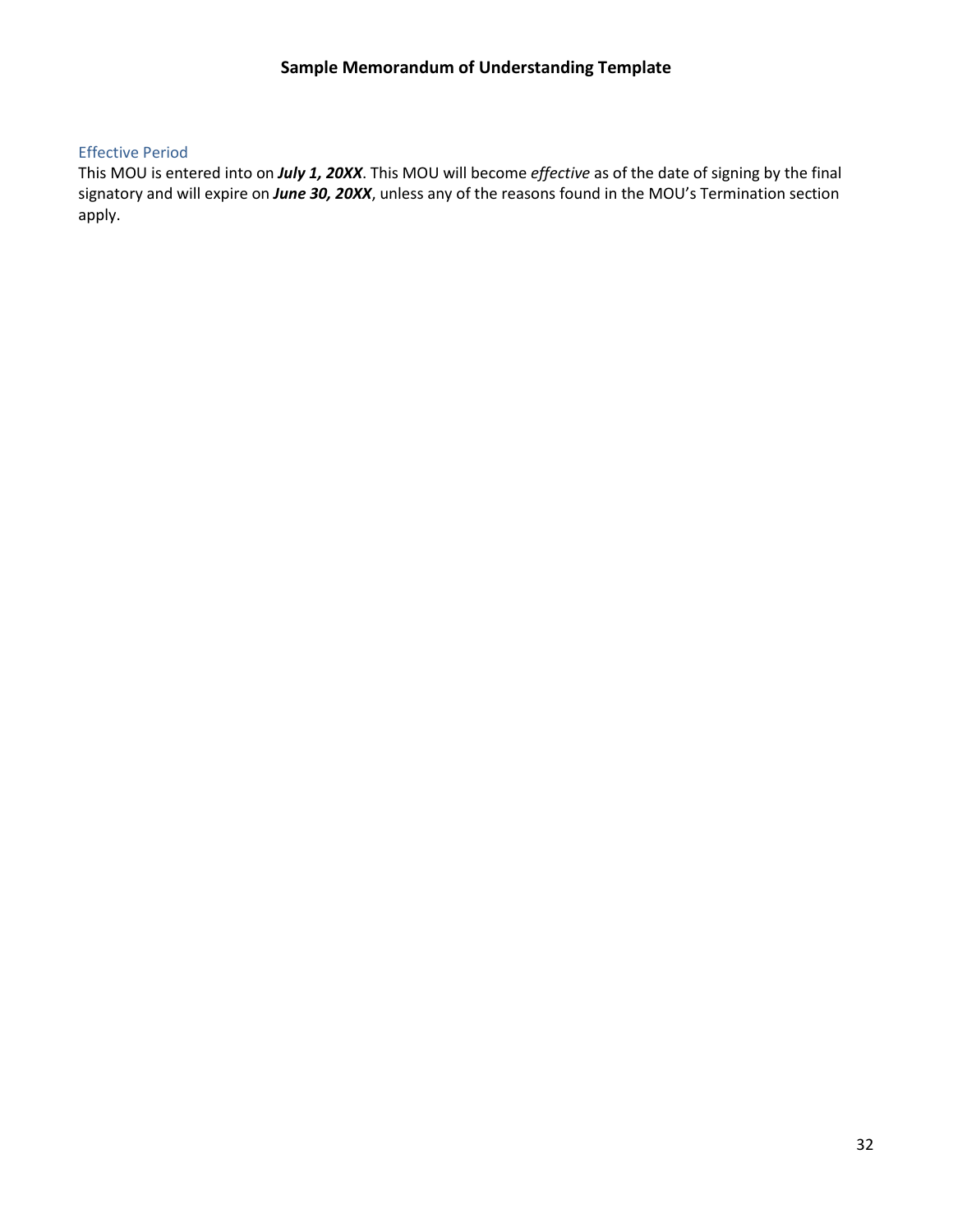## Sample Memorandum of Understanding Template

### Effective Period

This MOU is entered into on ***July 1, 20XX***. This MOU will become *effective* as of the date of signing by the final signatory and will expire on ***June 30, 20XX***, unless any of the reasons found in the MOU's Termination section apply.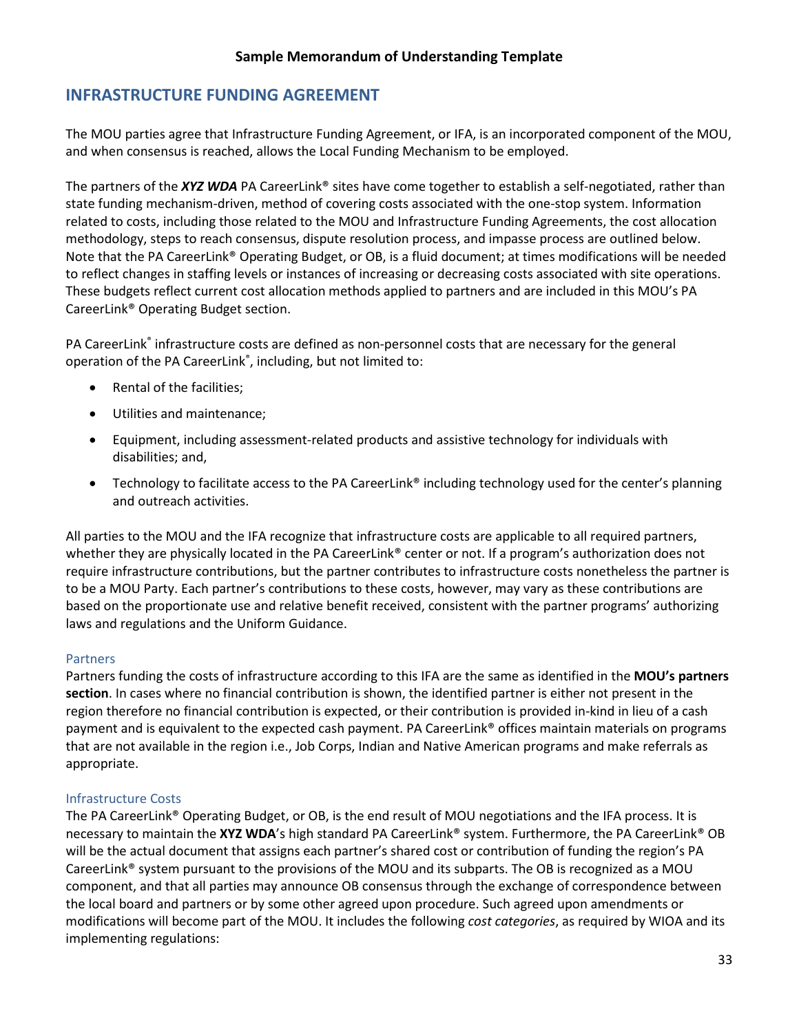# INFRASTRUCTURE FUNDING AGREEMENT

The MOU parties agree that Infrastructure Funding Agreement, or IFA, is an incorporated component of the MOU, and when consensus is reached, allows the Local Funding Mechanism to be employed.

The partners of the ***XYZ WDA*** PA CareerLink® sites have come together to establish a self-negotiated, rather than state funding mechanism-driven, method of covering costs associated with the one-stop system. Information related to costs, including those related to the MOU and Infrastructure Funding Agreements, the cost allocation methodology, steps to reach consensus, dispute resolution process, and impasse process are outlined below. Note that the PA CareerLink® Operating Budget, or OB, is a fluid document; at times modifications will be needed to reflect changes in staffing levels or instances of increasing or decreasing costs associated with site operations. These budgets reflect current cost allocation methods applied to partners and are included in this MOU's PA CareerLink® Operating Budget section.

PA CareerLink® infrastructure costs are defined as non-personnel costs that are necessary for the general operation of the PA CareerLink®, including, but not limited to:

- Rental of the facilities;
- Utilities and maintenance;
- Equipment, including assessment-related products and assistive technology for individuals with disabilities; and,
- Technology to facilitate access to the PA CareerLink® including technology used for the center's planning and outreach activities.

All parties to the MOU and the IFA recognize that infrastructure costs are applicable to all required partners, whether they are physically located in the PA CareerLink® center or not. If a program's authorization does not require infrastructure contributions, but the partner contributes to infrastructure costs nonetheless the partner is to be a MOU Party. Each partner's contributions to these costs, however, may vary as these contributions are based on the proportionate use and relative benefit received, consistent with the partner programs' authorizing laws and regulations and the Uniform Guidance.

### Partners

Partners funding the costs of infrastructure according to this IFA are the same as identified in the **MOU's partners section**. In cases where no financial contribution is shown, the identified partner is either not present in the region therefore no financial contribution is expected, or their contribution is provided in-kind in lieu of a cash payment and is equivalent to the expected cash payment. PA CareerLink® offices maintain materials on programs that are not available in the region i.e., Job Corps, Indian and Native American programs and make referrals as appropriate.

### Infrastructure Costs

The PA CareerLink® Operating Budget, or OB, is the end result of MOU negotiations and the IFA process. It is necessary to maintain the **XYZ WDA**'s high standard PA CareerLink® system. Furthermore, the PA CareerLink® OB will be the actual document that assigns each partner's shared cost or contribution of funding the region's PA CareerLink® system pursuant to the provisions of the MOU and its subparts. The OB is recognized as a MOU component, and that all parties may announce OB consensus through the exchange of correspondence between the local board and partners or by some other agreed upon procedure. Such agreed upon amendments or modifications will become part of the MOU. It includes the following *cost categories*, as required by WIOA and its implementing regulations: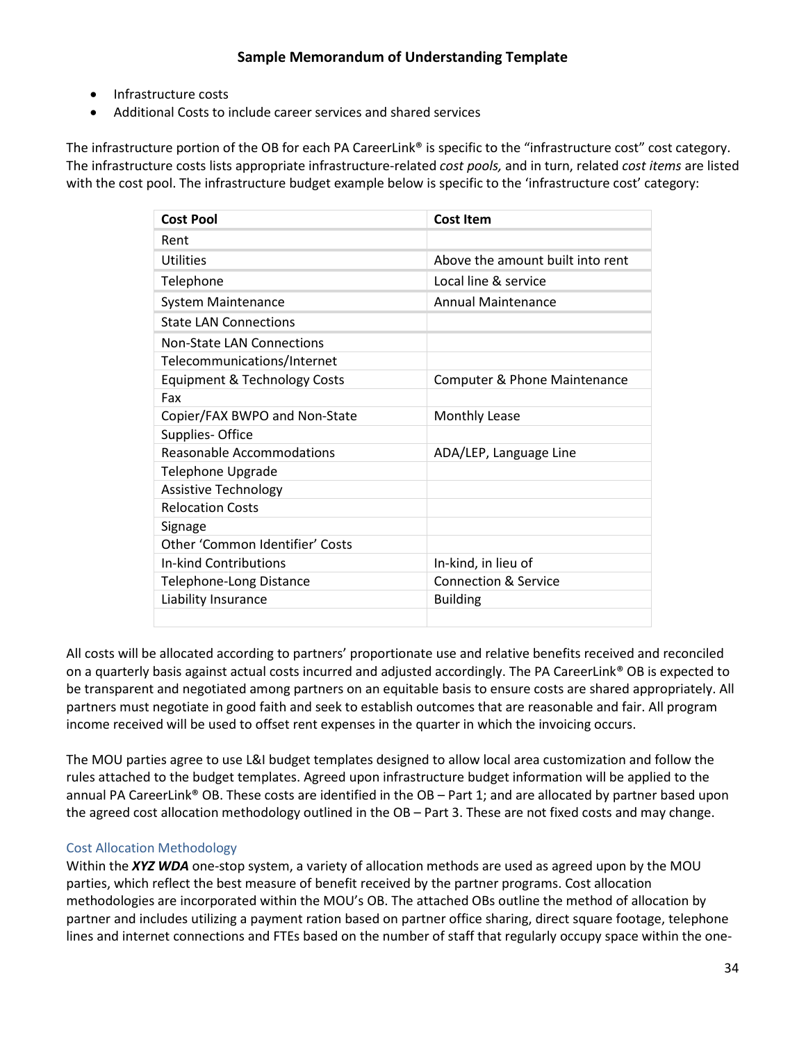- Infrastructure costs
- Additional Costs to include career services and shared services

The infrastructure portion of the OB for each PA CareerLink® is specific to the "infrastructure cost" cost category. The infrastructure costs lists appropriate infrastructure-related *cost pools,* and in turn, related *cost items* are listed with the cost pool. The infrastructure budget example below is specific to the 'infrastructure cost' category:

| Cost Pool | Cost Item |
|---|---|
| Rent | |
| Utilities | Above the amount built into rent |
| Telephone | Local line & service |
| System Maintenance | Annual Maintenance |
| State LAN Connections | |
| Non-State LAN Connections | |
| Telecommunications/Internet | |
| Equipment & Technology Costs | Computer & Phone Maintenance |
| Fax | |
| Copier/FAX BWPO and Non-State | Monthly Lease |
| Supplies- Office | |
| Reasonable Accommodations | ADA/LEP, Language Line |
| Telephone Upgrade | |
| Assistive Technology | |
| Relocation Costs | |
| Signage | |
| Other 'Common Identifier' Costs | |
| In-kind Contributions | In-kind, in lieu of |
| Telephone-Long Distance | Connection & Service |
| Liability Insurance | Building |
| | |

All costs will be allocated according to partners' proportionate use and relative benefits received and reconciled on a quarterly basis against actual costs incurred and adjusted accordingly. The PA CareerLink® OB is expected to be transparent and negotiated among partners on an equitable basis to ensure costs are shared appropriately. All partners must negotiate in good faith and seek to establish outcomes that are reasonable and fair. All program income received will be used to offset rent expenses in the quarter in which the invoicing occurs.

The MOU parties agree to use L&I budget templates designed to allow local area customization and follow the rules attached to the budget templates. Agreed upon infrastructure budget information will be applied to the annual PA CareerLink® OB. These costs are identified in the OB – Part 1; and are allocated by partner based upon the agreed cost allocation methodology outlined in the OB – Part 3. These are not fixed costs and may change.

### Cost Allocation Methodology

Within the ***XYZ WDA*** one-stop system, a variety of allocation methods are used as agreed upon by the MOU parties, which reflect the best measure of benefit received by the partner programs. Cost allocation methodologies are incorporated within the MOU's OB. The attached OBs outline the method of allocation by partner and includes utilizing a payment ration based on partner office sharing, direct square footage, telephone lines and internet connections and FTEs based on the number of staff that regularly occupy space within the one-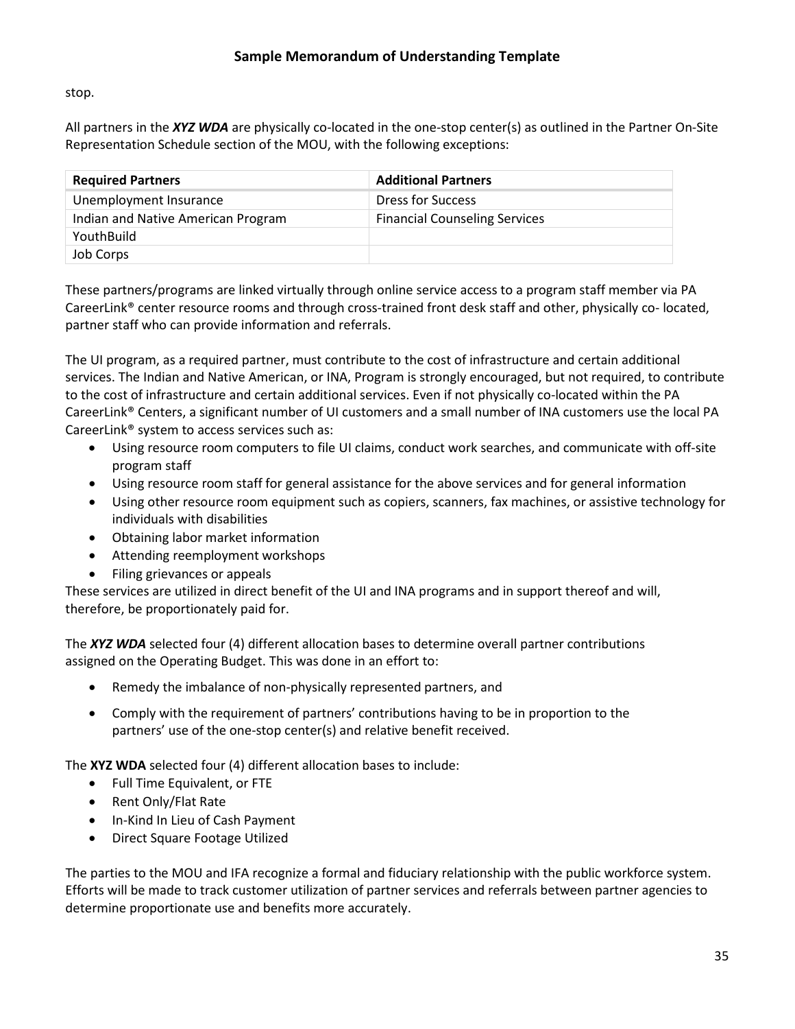stop.

All partners in the ***XYZ WDA*** are physically co-located in the one-stop center(s) as outlined in the Partner On-Site Representation Schedule section of the MOU, with the following exceptions:

| Required Partners | Additional Partners |
| --- | --- |
| Unemployment Insurance | Dress for Success |
| Indian and Native American Program | Financial Counseling Services |
| YouthBuild | |
| Job Corps | |

These partners/programs are linked virtually through online service access to a program staff member via PA CareerLink® center resource rooms and through cross-trained front desk staff and other, physically co- located, partner staff who can provide information and referrals.

The UI program, as a required partner, must contribute to the cost of infrastructure and certain additional services. The Indian and Native American, or INA, Program is strongly encouraged, but not required, to contribute to the cost of infrastructure and certain additional services. Even if not physically co-located within the PA CareerLink® Centers, a significant number of UI customers and a small number of INA customers use the local PA CareerLink® system to access services such as:

- Using resource room computers to file UI claims, conduct work searches, and communicate with off-site program staff
- Using resource room staff for general assistance for the above services and for general information
- Using other resource room equipment such as copiers, scanners, fax machines, or assistive technology for individuals with disabilities
- Obtaining labor market information
- Attending reemployment workshops
- Filing grievances or appeals

These services are utilized in direct benefit of the UI and INA programs and in support thereof and will, therefore, be proportionately paid for.

The ***XYZ WDA*** selected four (4) different allocation bases to determine overall partner contributions assigned on the Operating Budget. This was done in an effort to:

- Remedy the imbalance of non-physically represented partners, and
- Comply with the requirement of partners' contributions having to be in proportion to the partners' use of the one-stop center(s) and relative benefit received.

The **XYZ WDA** selected four (4) different allocation bases to include:

- Full Time Equivalent, or FTE
- Rent Only/Flat Rate
- In-Kind In Lieu of Cash Payment
- Direct Square Footage Utilized

The parties to the MOU and IFA recognize a formal and fiduciary relationship with the public workforce system. Efforts will be made to track customer utilization of partner services and referrals between partner agencies to determine proportionate use and benefits more accurately.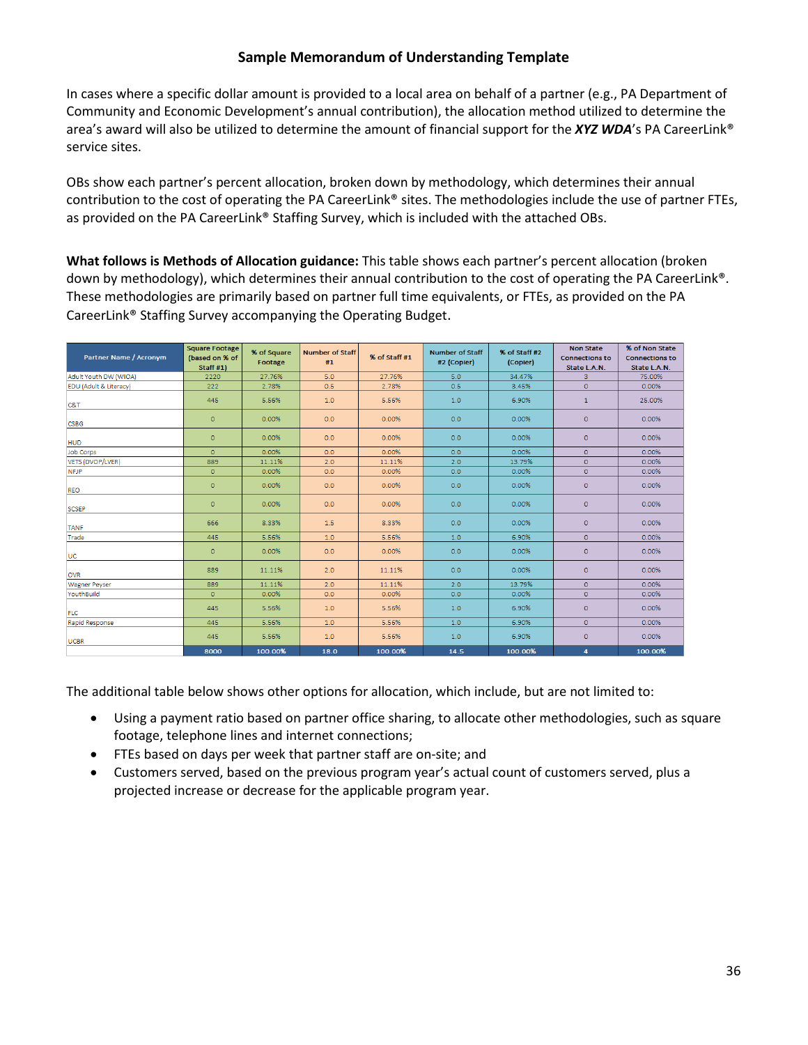## Sample Memorandum of Understanding Template

In cases where a specific dollar amount is provided to a local area on behalf of a partner (e.g., PA Department of Community and Economic Development's annual contribution), the allocation method utilized to determine the area's award will also be utilized to determine the amount of financial support for the ***XYZ WDA***'s PA CareerLink® service sites.

OBs show each partner's percent allocation, broken down by methodology, which determines their annual contribution to the cost of operating the PA CareerLink® sites. The methodologies include the use of partner FTEs, as provided on the PA CareerLink® Staffing Survey, which is included with the attached OBs.

**What follows is Methods of Allocation guidance:** This table shows each partner's percent allocation (broken down by methodology), which determines their annual contribution to the cost of operating the PA CareerLink®. These methodologies are primarily based on partner full time equivalents, or FTEs, as provided on the PA CareerLink® Staffing Survey accompanying the Operating Budget.

| Partner Name / Acronym | Square Footage (based on % of Staff #1) | % of Square Footage | Number of Staff #1 | % of Staff #1 | Number of Staff #2 (Copier) | % of Staff #2 (Copier) | Non State Connections to State L.A.N. | % of Non State Connections to State L.A.N. |
|---|---|---|---|---|---|---|---|---|
| Adult Youth DW (WIOA) | 2220 | 27.76% | 5.0 | 27.76% | 5.0 | 34.47% | 3 | 75.00% |
| EDU (Adult & Literacy) | 222 | 2.78% | 0.5 | 2.78% | 0.5 | 3.45% | 0 | 0.00% |
| C&T | 445 | 5.56% | 1.0 | 5.56% | 1.0 | 6.90% | 1 | 25.00% |
| CSBG | 0 | 0.00% | 0.0 | 0.00% | 0.0 | 0.00% | 0 | 0.00% |
| HUD | 0 | 0.00% | 0.0 | 0.00% | 0.0 | 0.00% | 0 | 0.00% |
| Job Corps | 0 | 0.00% | 0.0 | 0.00% | 0.0 | 0.00% | 0 | 0.00% |
| VETS (DVOP/LVER) | 889 | 11.11% | 2.0 | 11.11% | 2.0 | 13.79% | 0 | 0.00% |
| NFJP | 0 | 0.00% | 0.0 | 0.00% | 0.0 | 0.00% | 0 | 0.00% |
| REO | 0 | 0.00% | 0.0 | 0.00% | 0.0 | 0.00% | 0 | 0.00% |
| SCSEP | 0 | 0.00% | 0.0 | 0.00% | 0.0 | 0.00% | 0 | 0.00% |
| TANF | 666 | 8.33% | 1.5 | 8.33% | 0.0 | 0.00% | 0 | 0.00% |
| Trade | 445 | 5.56% | 1.0 | 5.56% | 1.0 | 6.90% | 0 | 0.00% |
| UC | 0 | 0.00% | 0.0 | 0.00% | 0.0 | 0.00% | 0 | 0.00% |
| OVR | 889 | 11.11% | 2.0 | 11.11% | 0.0 | 0.00% | 0 | 0.00% |
| Wagner Peyser | 889 | 11.11% | 2.0 | 11.11% | 2.0 | 13.79% | 0 | 0.00% |
| YouthBuild | 0 | 0.00% | 0.0 | 0.00% | 0.0 | 0.00% | 0 | 0.00% |
| FLC | 445 | 5.56% | 1.0 | 5.56% | 1.0 | 6.90% | 0 | 0.00% |
| Rapid Response | 445 | 5.56% | 1.0 | 5.56% | 1.0 | 6.90% | 0 | 0.00% |
| UCBR | 445 | 5.56% | 1.0 | 5.56% | 1.0 | 6.90% | 0 | 0.00% |
| | 8000 | 100.00% | 18.0 | 100.00% | 14.5 | 100.00% | 4 | 100.00% |

The additional table below shows other options for allocation, which include, but are not limited to:

- Using a payment ratio based on partner office sharing, to allocate other methodologies, such as square footage, telephone lines and internet connections;
- FTEs based on days per week that partner staff are on-site; and
- Customers served, based on the previous program year's actual count of customers served, plus a projected increase or decrease for the applicable program year.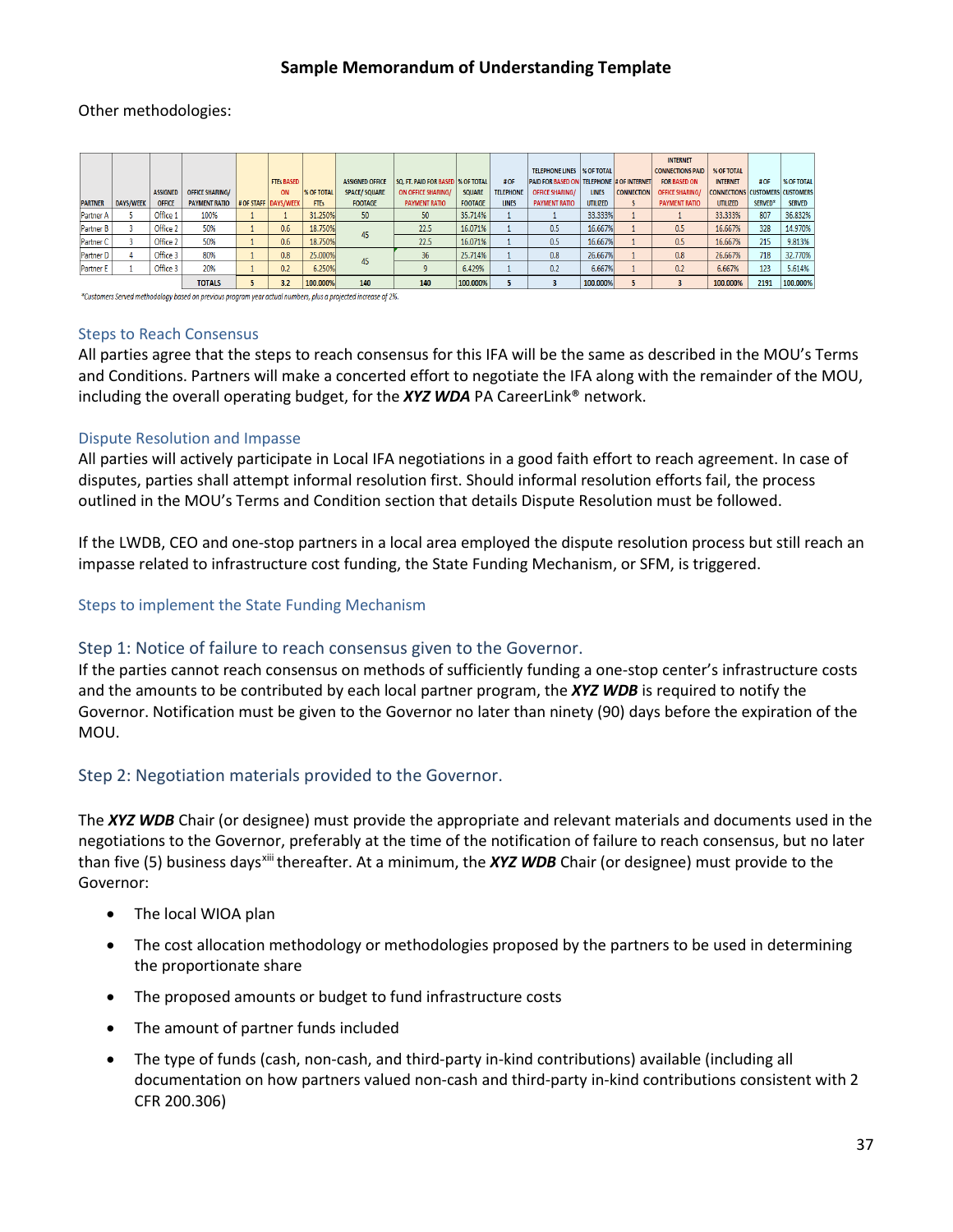## Sample Memorandum of Understanding Template

Other methodologies:

| PARTNER | DAYS/WEEK | ASSIGNED OFFICE | OFFICE SHARING/ PAYMENT RATIO | # OF STAFF | FTEs BASED ON DAYS/WEEK | % OF TOTAL FTEs | ASSIGNED OFFICE SPACE/ SQUARE FOOTAGE | SQ. FT. PAID FOR BASED ON OFFICE SHARING/ PAYMENT RATIO | % OF TOTAL SQUARE FOOTAGE | # OF TELEPHONE LINES | TELEPHONE LINES PAID FOR BASED ON OFFICE SHARING/ PAYMENT RATIO | % OF TOTAL TELEPHONE LINES UTILIZED | # OF INTERNET CONNECTIONS | INTERNET CONNECTIONS PAID FOR BASED ON OFFICE SHARING/ PAYMENT RATIO | % OF TOTAL INTERNET CONNECTIONS UTILIZED | # OF CUSTOMERS SERVED* | % OF TOTAL CUSTOMERS SERVED |
|---|---|---|---|---|---|---|---|---|---|---|---|---|---|---|---|---|---|
| Partner A | 5 | Office 1 | 100% | 1 | 1 | 31.250% | 50 | 50 | 35.714% | 1 | 1 | 33.333% | 1 | 1 | 33.333% | 807 | 36.832% |
| Partner B | 3 | Office 2 | 50% | 1 | 0.6 | 18.750% | 45 | 22.5 | 16.071% | 1 | 0.5 | 16.667% | 1 | 0.5 | 16.667% | 328 | 14.970% |
| Partner C | 3 | Office 2 | 50% | 1 | 0.6 | 18.750% | | 22.5 | 16.071% | 1 | 0.5 | 16.667% | 1 | 0.5 | 16.667% | 215 | 9.813% |
| Partner D | 4 | Office 3 | 80% | 1 | 0.8 | 25.000% | 45 | 36 | 25.714% | 1 | 0.8 | 26.667% | 1 | 0.8 | 26.667% | 718 | 32.770% |
| Partner E | 1 | Office 3 | 20% | 1 | 0.2 | 6.250% | | 9 | 6.429% | 1 | 0.2 | 6.667% | 1 | 0.2 | 6.667% | 123 | 5.614% |
| | | | TOTALS | 5 | 3.2 | 100.000% | 140 | 140 | 100.000% | 5 | 3 | 100.000% | 5 | 3 | 100.000% | 2191 | 100.000% |

*Customers Served methodology based on previous program year actual numbers, plus a projected increase of 2%.

### Steps to Reach Consensus

All parties agree that the steps to reach consensus for this IFA will be the same as described in the MOU's Terms and Conditions. Partners will make a concerted effort to negotiate the IFA along with the remainder of the MOU, including the overall operating budget, for the ***XYZ WDA*** PA CareerLink® network.

### Dispute Resolution and Impasse

All parties will actively participate in Local IFA negotiations in a good faith effort to reach agreement. In case of disputes, parties shall attempt informal resolution first. Should informal resolution efforts fail, the process outlined in the MOU's Terms and Condition section that details Dispute Resolution must be followed.

If the LWDB, CEO and one-stop partners in a local area employed the dispute resolution process but still reach an impasse related to infrastructure cost funding, the State Funding Mechanism, or SFM, is triggered.

### Steps to implement the State Funding Mechanism

### Step 1: Notice of failure to reach consensus given to the Governor.

If the parties cannot reach consensus on methods of sufficiently funding a one-stop center's infrastructure costs and the amounts to be contributed by each local partner program, the ***XYZ WDB*** is required to notify the Governor. Notification must be given to the Governor no later than ninety (90) days before the expiration of the MOU.

### Step 2: Negotiation materials provided to the Governor.

The ***XYZ WDB*** Chair (or designee) must provide the appropriate and relevant materials and documents used in the negotiations to the Governor, preferably at the time of the notification of failure to reach consensus, but no later than five (5) business days[xiii] thereafter. At a minimum, the ***XYZ WDB*** Chair (or designee) must provide to the Governor:

- The local WIOA plan
- The cost allocation methodology or methodologies proposed by the partners to be used in determining the proportionate share
- The proposed amounts or budget to fund infrastructure costs
- The amount of partner funds included
- The type of funds (cash, non-cash, and third-party in-kind contributions) available (including all documentation on how partners valued non-cash and third-party in-kind contributions consistent with 2 CFR 200.306)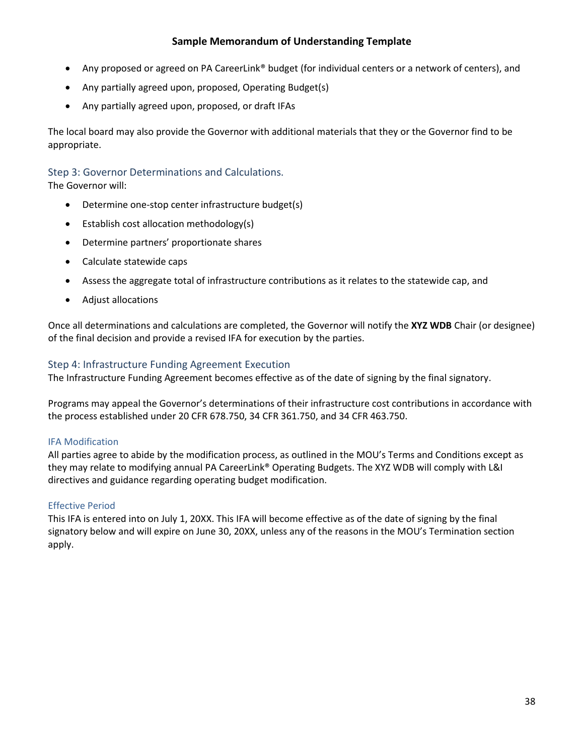- Any proposed or agreed on PA CareerLink® budget (for individual centers or a network of centers), and
- Any partially agreed upon, proposed, Operating Budget(s)
- Any partially agreed upon, proposed, or draft IFAs

The local board may also provide the Governor with additional materials that they or the Governor find to be appropriate.

### Step 3: Governor Determinations and Calculations.

The Governor will:

- Determine one-stop center infrastructure budget(s)
- Establish cost allocation methodology(s)
- Determine partners' proportionate shares
- Calculate statewide caps
- Assess the aggregate total of infrastructure contributions as it relates to the statewide cap, and
- Adjust allocations

Once all determinations and calculations are completed, the Governor will notify the **XYZ WDB** Chair (or designee) of the final decision and provide a revised IFA for execution by the parties.

### Step 4: Infrastructure Funding Agreement Execution

The Infrastructure Funding Agreement becomes effective as of the date of signing by the final signatory.

Programs may appeal the Governor's determinations of their infrastructure cost contributions in accordance with the process established under 20 CFR 678.750, 34 CFR 361.750, and 34 CFR 463.750.

#### IFA Modification

All parties agree to abide by the modification process, as outlined in the MOU's Terms and Conditions except as they may relate to modifying annual PA CareerLink® Operating Budgets. The XYZ WDB will comply with L&I directives and guidance regarding operating budget modification.

#### Effective Period

This IFA is entered into on July 1, 20XX. This IFA will become effective as of the date of signing by the final signatory below and will expire on June 30, 20XX, unless any of the reasons in the MOU's Termination section apply.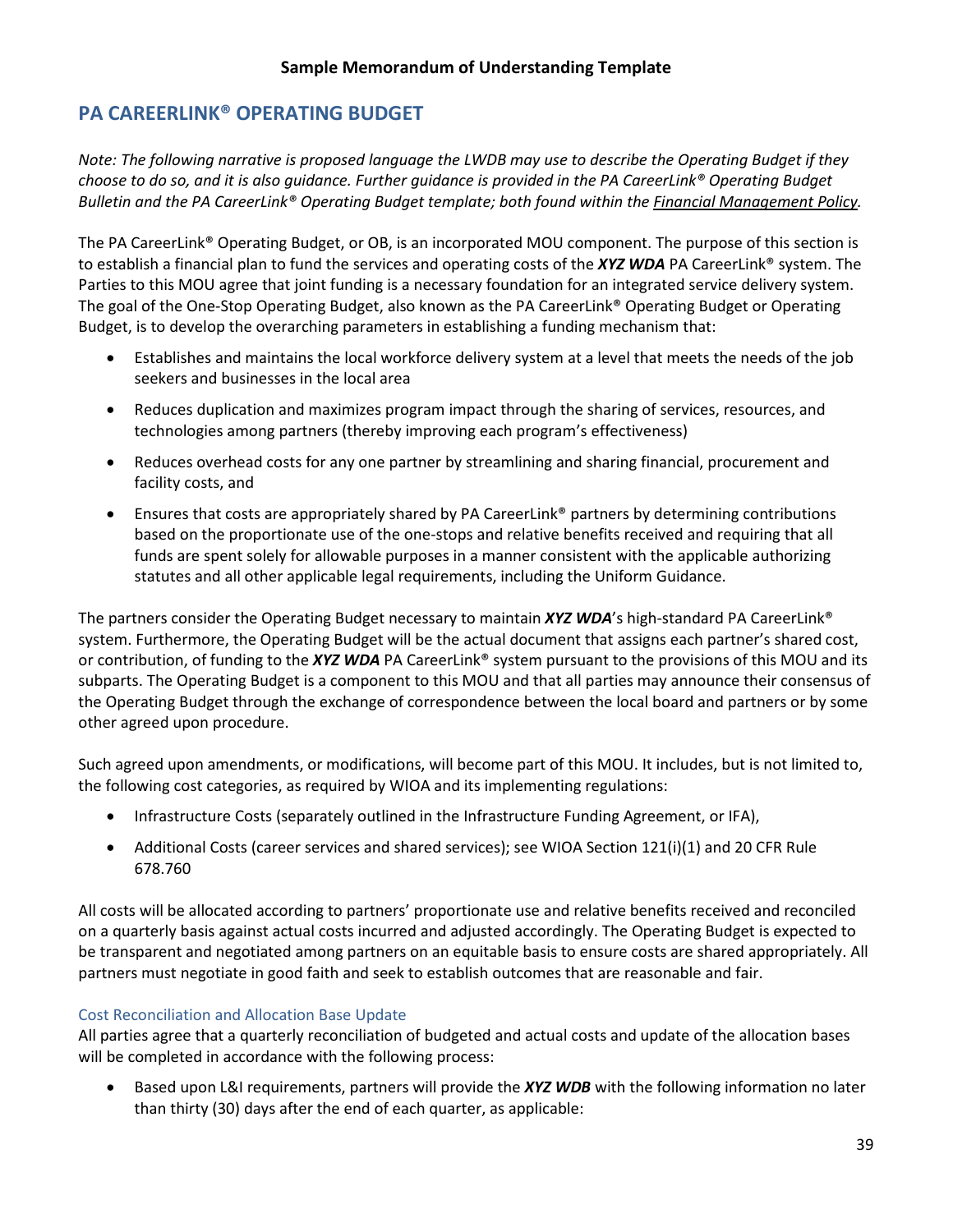# Sample Memorandum of Understanding Template

## PA CAREERLINK® OPERATING BUDGET

*Note: The following narrative is proposed language the LWDB may use to describe the Operating Budget if they choose to do so, and it is also guidance. Further guidance is provided in the PA CareerLink® Operating Budget Bulletin and the PA CareerLink® Operating Budget template; both found within the Financial Management Policy.*

The PA CareerLink® Operating Budget, or OB, is an incorporated MOU component. The purpose of this section is to establish a financial plan to fund the services and operating costs of the ***XYZ WDA*** PA CareerLink® system. The Parties to this MOU agree that joint funding is a necessary foundation for an integrated service delivery system. The goal of the One-Stop Operating Budget, also known as the PA CareerLink® Operating Budget or Operating Budget, is to develop the overarching parameters in establishing a funding mechanism that:

- Establishes and maintains the local workforce delivery system at a level that meets the needs of the job seekers and businesses in the local area
- Reduces duplication and maximizes program impact through the sharing of services, resources, and technologies among partners (thereby improving each program's effectiveness)
- Reduces overhead costs for any one partner by streamlining and sharing financial, procurement and facility costs, and
- Ensures that costs are appropriately shared by PA CareerLink® partners by determining contributions based on the proportionate use of the one-stops and relative benefits received and requiring that all funds are spent solely for allowable purposes in a manner consistent with the applicable authorizing statutes and all other applicable legal requirements, including the Uniform Guidance.

The partners consider the Operating Budget necessary to maintain ***XYZ WDA***'s high-standard PA CareerLink® system. Furthermore, the Operating Budget will be the actual document that assigns each partner's shared cost, or contribution, of funding to the ***XYZ WDA*** PA CareerLink® system pursuant to the provisions of this MOU and its subparts. The Operating Budget is a component to this MOU and that all parties may announce their consensus of the Operating Budget through the exchange of correspondence between the local board and partners or by some other agreed upon procedure.

Such agreed upon amendments, or modifications, will become part of this MOU. It includes, but is not limited to, the following cost categories, as required by WIOA and its implementing regulations:

- Infrastructure Costs (separately outlined in the Infrastructure Funding Agreement, or IFA),
- Additional Costs (career services and shared services); see WIOA Section 121(i)(1) and 20 CFR Rule 678.760

All costs will be allocated according to partners' proportionate use and relative benefits received and reconciled on a quarterly basis against actual costs incurred and adjusted accordingly. The Operating Budget is expected to be transparent and negotiated among partners on an equitable basis to ensure costs are shared appropriately. All partners must negotiate in good faith and seek to establish outcomes that are reasonable and fair.

### Cost Reconciliation and Allocation Base Update

All parties agree that a quarterly reconciliation of budgeted and actual costs and update of the allocation bases will be completed in accordance with the following process:

- Based upon L&I requirements, partners will provide the ***XYZ WDB*** with the following information no later than thirty (30) days after the end of each quarter, as applicable: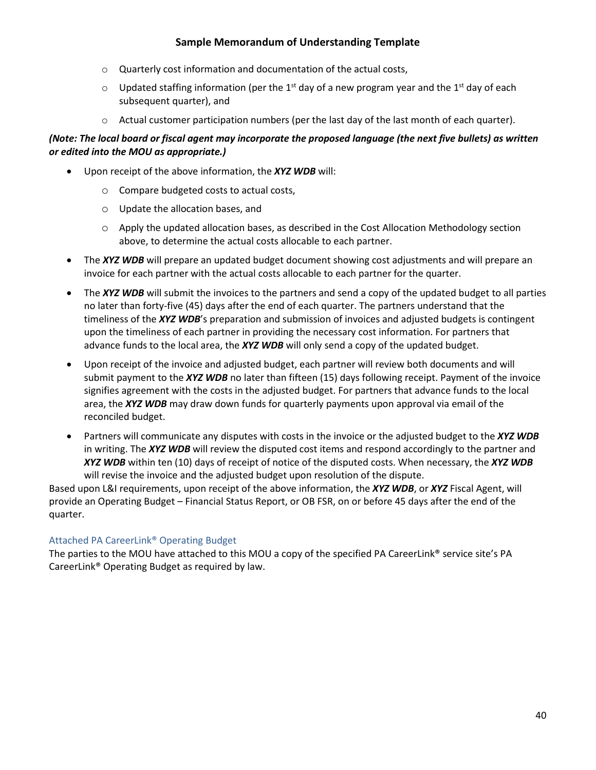- Quarterly cost information and documentation of the actual costs,
- Updated staffing information (per the 1st day of a new program year and the 1st day of each subsequent quarter), and
- Actual customer participation numbers (per the last day of the last month of each quarter).

***(Note: The local board or fiscal agent may incorporate the proposed language (the next five bullets) as written or edited into the MOU as appropriate.)***

- Upon receipt of the above information, the ***XYZ WDB*** will:
  - Compare budgeted costs to actual costs,
  - Update the allocation bases, and
  - Apply the updated allocation bases, as described in the Cost Allocation Methodology section above, to determine the actual costs allocable to each partner.
- The ***XYZ WDB*** will prepare an updated budget document showing cost adjustments and will prepare an invoice for each partner with the actual costs allocable to each partner for the quarter.
- The ***XYZ WDB*** will submit the invoices to the partners and send a copy of the updated budget to all parties no later than forty-five (45) days after the end of each quarter. The partners understand that the timeliness of the ***XYZ WDB***'s preparation and submission of invoices and adjusted budgets is contingent upon the timeliness of each partner in providing the necessary cost information. For partners that advance funds to the local area, the ***XYZ WDB*** will only send a copy of the updated budget.
- Upon receipt of the invoice and adjusted budget, each partner will review both documents and will submit payment to the ***XYZ WDB*** no later than fifteen (15) days following receipt. Payment of the invoice signifies agreement with the costs in the adjusted budget. For partners that advance funds to the local area, the ***XYZ WDB*** may draw down funds for quarterly payments upon approval via email of the reconciled budget.
- Partners will communicate any disputes with costs in the invoice or the adjusted budget to the ***XYZ WDB*** in writing. The ***XYZ WDB*** will review the disputed cost items and respond accordingly to the partner and ***XYZ WDB*** within ten (10) days of receipt of notice of the disputed costs. When necessary, the ***XYZ WDB*** will revise the invoice and the adjusted budget upon resolution of the dispute.

Based upon L&I requirements, upon receipt of the above information, the ***XYZ WDB***, or ***XYZ*** Fiscal Agent, will provide an Operating Budget – Financial Status Report, or OB FSR, on or before 45 days after the end of the quarter.

### Attached PA CareerLink® Operating Budget

The parties to the MOU have attached to this MOU a copy of the specified PA CareerLink® service site's PA CareerLink® Operating Budget as required by law.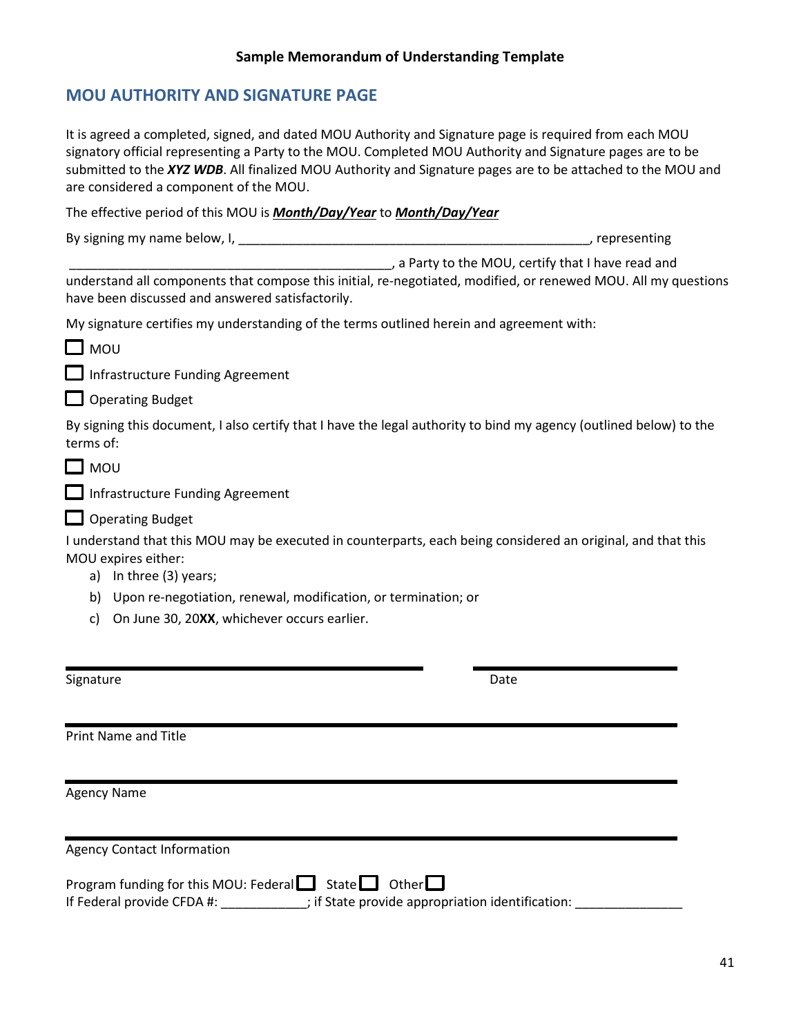**Sample Memorandum of Understanding Template**

## MOU AUTHORITY AND SIGNATURE PAGE

It is agreed a completed, signed, and dated MOU Authority and Signature page is required from each MOU signatory official representing a Party to the MOU. Completed MOU Authority and Signature pages are to be submitted to the ***XYZ WDB***. All finalized MOU Authority and Signature pages are to be attached to the MOU and are considered a component of the MOU.

The effective period of this MOU is ***Month/Day/Year*** to ***Month/Day/Year***

By signing my name below, I, ___________________________________________________, representing ______________________________________________, a Party to the MOU, certify that I have read and understand all components that compose this initial, re-negotiated, modified, or renewed MOU. All my questions have been discussed and answered satisfactorily.

My signature certifies my understanding of the terms outlined herein and agreement with:

☐ MOU

☐ Infrastructure Funding Agreement

☐ Operating Budget

By signing this document, I also certify that I have the legal authority to bind my agency (outlined below) to the terms of:

☐ MOU

☐ Infrastructure Funding Agreement

☐ Operating Budget

I understand that this MOU may be executed in counterparts, each being considered an original, and that this MOU expires either:

a) In three (3) years;
b) Upon re-negotiation, renewal, modification, or termination; or
c) On June 30, 20**XX**, whichever occurs earlier.

______________________________________________ ____________________
Signature Date

______________________________________________
Print Name and Title

______________________________________________
Agency Name

______________________________________________
Agency Contact Information

Program funding for this MOU: Federal ☐ State ☐ Other ☐
If Federal provide CFDA #: ____________; if State provide appropriation identification: _______________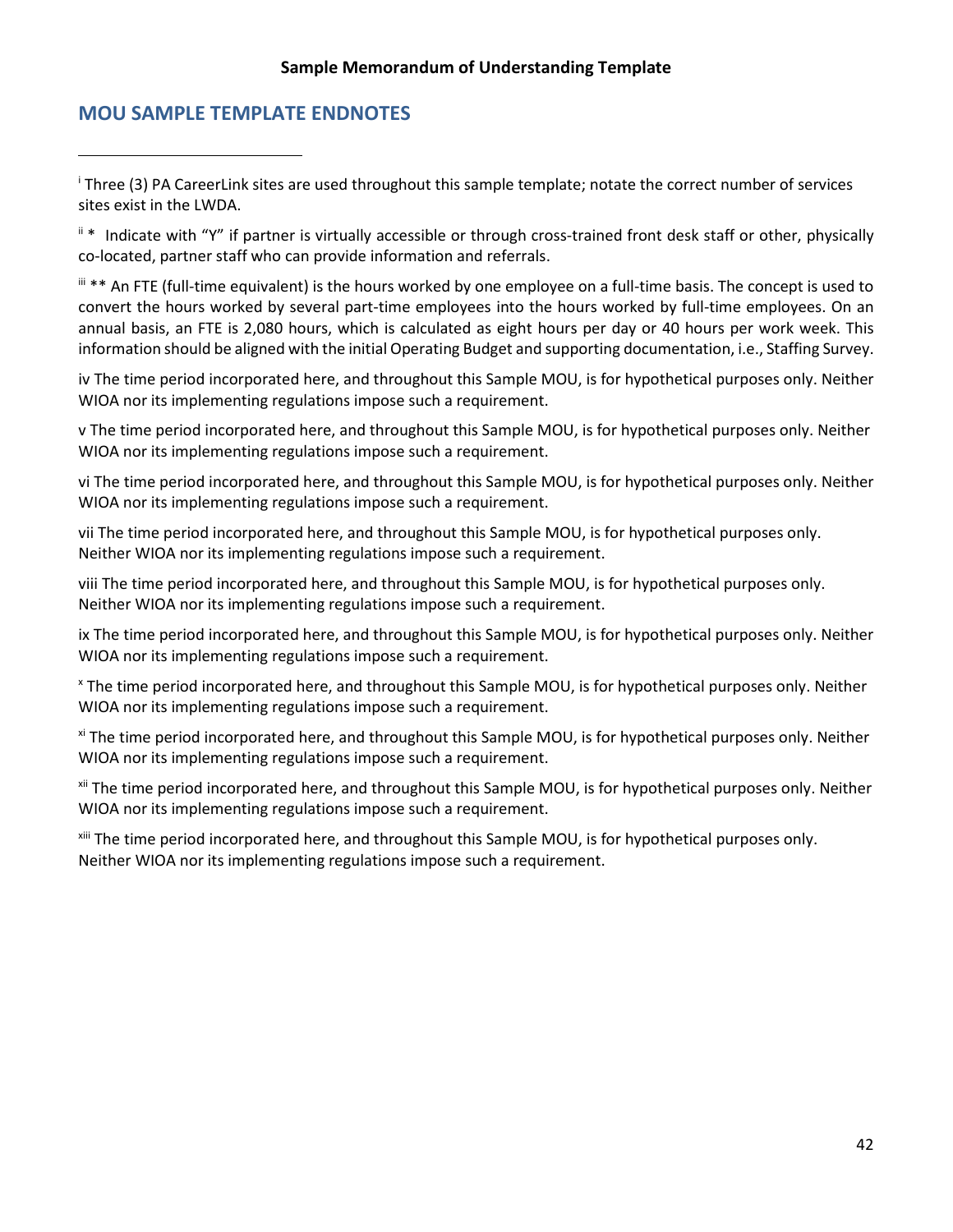## MOU SAMPLE TEMPLATE ENDNOTES

i Three (3) PA CareerLink sites are used throughout this sample template; notate the correct number of services sites exist in the LWDA.

ii * Indicate with "Y" if partner is virtually accessible or through cross-trained front desk staff or other, physically co-located, partner staff who can provide information and referrals.

iii ** An FTE (full-time equivalent) is the hours worked by one employee on a full-time basis. The concept is used to convert the hours worked by several part-time employees into the hours worked by full-time employees. On an annual basis, an FTE is 2,080 hours, which is calculated as eight hours per day or 40 hours per work week. This information should be aligned with the initial Operating Budget and supporting documentation, i.e., Staffing Survey.

iv The time period incorporated here, and throughout this Sample MOU, is for hypothetical purposes only. Neither WIOA nor its implementing regulations impose such a requirement.

v The time period incorporated here, and throughout this Sample MOU, is for hypothetical purposes only. Neither WIOA nor its implementing regulations impose such a requirement.

vi The time period incorporated here, and throughout this Sample MOU, is for hypothetical purposes only. Neither WIOA nor its implementing regulations impose such a requirement.

vii The time period incorporated here, and throughout this Sample MOU, is for hypothetical purposes only. Neither WIOA nor its implementing regulations impose such a requirement.

viii The time period incorporated here, and throughout this Sample MOU, is for hypothetical purposes only. Neither WIOA nor its implementing regulations impose such a requirement.

ix The time period incorporated here, and throughout this Sample MOU, is for hypothetical purposes only. Neither WIOA nor its implementing regulations impose such a requirement.

x The time period incorporated here, and throughout this Sample MOU, is for hypothetical purposes only. Neither WIOA nor its implementing regulations impose such a requirement.

xi The time period incorporated here, and throughout this Sample MOU, is for hypothetical purposes only. Neither WIOA nor its implementing regulations impose such a requirement.

xii The time period incorporated here, and throughout this Sample MOU, is for hypothetical purposes only. Neither WIOA nor its implementing regulations impose such a requirement.

xiii The time period incorporated here, and throughout this Sample MOU, is for hypothetical purposes only. Neither WIOA nor its implementing regulations impose such a requirement.